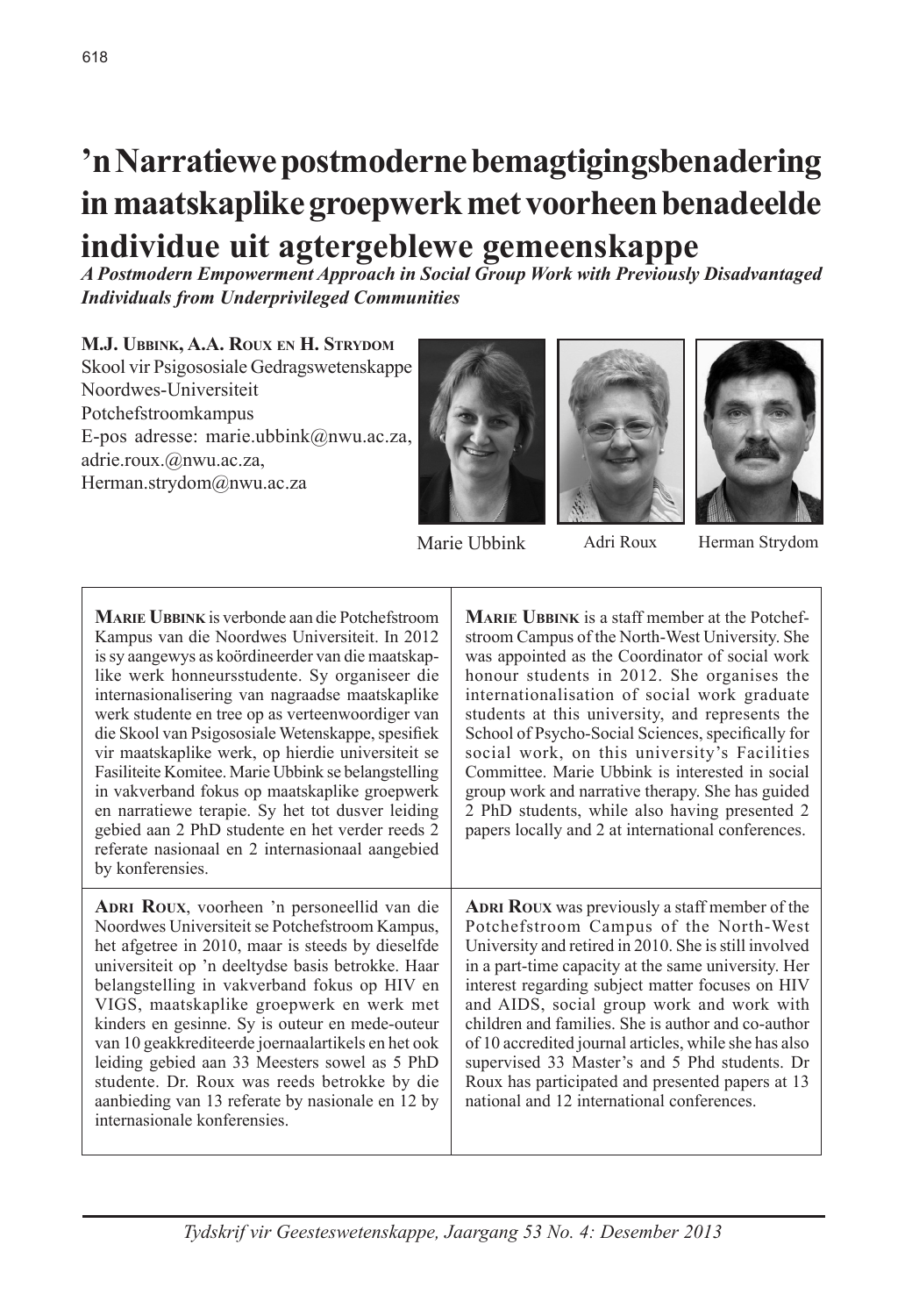# 'n Narratiewe postmoderne bemagtigingsbenadering in maatskaplike groepwerk met voorheen benadeelde individue uit agtergeblewe gemeenskappe

***A Postmodern Empowerment Approach in Social Group Work with Previously Disadvantaged Individuals from Underprivileged Communities***

**M.J. Ubbink, A.A. Roux en H. Strydom**
Skool vir Psigososiale Gedragswetenskappe
Noordwes-Universiteit
Potchefstroomkampus
E-pos adresse: marie.ubbink@nwu.ac.za, adrie.roux.@nwu.ac.za, Herman.strydom@nwu.ac.za

Marie Ubbink | Adri Roux | Herman Strydom

| | |
|---|---|
| **Marie Ubbink** is verbonde aan die Potchefstroom Kampus van die Noordwes Universiteit. In 2012 is sy aangewys as koördineerder van die maatskaplike werk honneursstudente. Sy organiseer die internasionalisering van nagraadse maatskaplike werk studente en tree op as verteenwoordiger van die Skool van Psigososiale Wetenskappe, spesifiek vir maatskaplike werk, op hierdie universiteit se Fasiliteite Komitee. Marie Ubbink se belangstelling in vakverband fokus op maatskaplike groepwerk en narratiewe terapie. Sy het tot dusver leiding gebied aan 2 PhD studente en het verder reeds 2 referate nasionaal en 2 internasionaal aangebied by konferensies. | **Marie Ubbink** is a staff member at the Potchefstroom Campus of the North-West University. She was appointed as the Coordinator of social work honour students in 2012. She organises the internationalisation of social work graduate students at this university, and represents the School of Psycho-Social Sciences, specifically for social work, on this university's Facilities Committee. Marie Ubbink is interested in social group work and narrative therapy. She has guided 2 PhD students, while also having presented 2 papers locally and 2 at international conferences. |
| **Adri Roux**, voorheen 'n personeellid van die Noordwes Universiteit se Potchefstroom Kampus, het afgetree in 2010, maar is steeds by dieselfde universiteit op 'n deeltydse basis betrokke. Haar belangstelling in vakverband fokus op HIV en VIGS, maatskaplike groepwerk en werk met kinders en gesinne. Sy is outeur en mede-outeur van 10 geakkrediteerde joernaalartikels en het ook leiding gebied aan 33 Meesters sowel as 5 PhD studente. Dr. Roux was reeds betrokke by die aanbieding van 13 referate by nasionale en 12 by internasionale konferensies. | **Adri Roux** was previously a staff member of the Potchefstroom Campus of the North-West University and retired in 2010. She is still involved in a part-time capacity at the same university. Her interest regarding subject matter focuses on HIV and AIDS, social group work and work with children and families. She is author and co-author of 10 accredited journal articles, while she has also supervised 33 Master's and 5 Phd students. Dr Roux has participated and presented papers at 13 national and 12 international conferences. |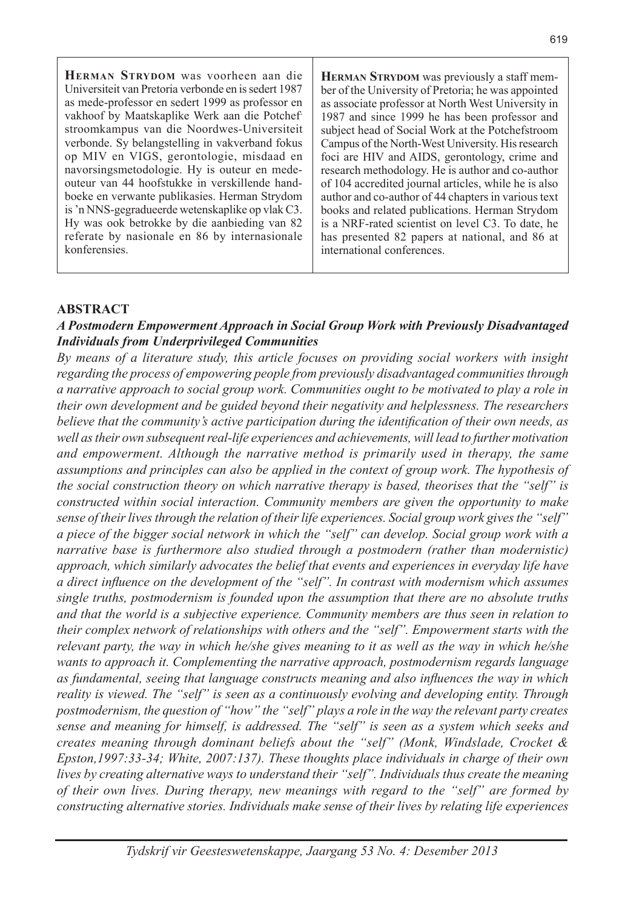**Herman Strydom** was voorheen aan die Universiteit van Pretoria verbonde en is sedert 1987 as mede-professor en sedert 1999 as professor en vakhoof by Maatskaplike Werk aan die Potchefstroomkampus van die Noordwes-Universiteit verbonde. Sy belangstelling in vakverband fokus op MIV en VIGS, gerontologie, misdaad en navorsingsmetodologie. Hy is outeur en medeouteur van 44 hoofstukke in verskillende handboeke en verwante publikasies. Herman Strydom is 'n NNS-gegradueerde wetenskaplike op vlak C3. Hy was ook betrokke by die aanbieding van 82 referate by nasionale en 86 by internasionale konferensies.

**Herman Strydom** was previously a staff member of the University of Pretoria; he was appointed as associate professor at North West University in 1987 and since 1999 he has been professor and subject head of Social Work at the Potchefstroom Campus of the North-West University. His research foci are HIV and AIDS, gerontology, crime and research methodology. He is author and co-author of 104 accredited journal articles, while he is also author and co-author of 44 chapters in various text books and related publications. Herman Strydom is a NRF-rated scientist on level C3. To date, he has presented 82 papers at national, and 86 at international conferences.

## ABSTRACT

### *A Postmodern Empowerment Approach in Social Group Work with Previously Disadvantaged Individuals from Underprivileged Communities*

*By means of a literature study, this article focuses on providing social workers with insight regarding the process of empowering people from previously disadvantaged communities through a narrative approach to social group work. Communities ought to be motivated to play a role in their own development and be guided beyond their negativity and helplessness. The researchers believe that the community's active participation during the identification of their own needs, as well as their own subsequent real-life experiences and achievements, will lead to further motivation and empowerment. Although the narrative method is primarily used in therapy, the same assumptions and principles can also be applied in the context of group work. The hypothesis of the social construction theory on which narrative therapy is based, theorises that the "self" is constructed within social interaction. Community members are given the opportunity to make sense of their lives through the relation of their life experiences. Social group work gives the "self" a piece of the bigger social network in which the "self" can develop. Social group work with a narrative base is furthermore also studied through a postmodern (rather than modernistic) approach, which similarly advocates the belief that events and experiences in everyday life have a direct influence on the development of the "self". In contrast with modernism which assumes single truths, postmodernism is founded upon the assumption that there are no absolute truths and that the world is a subjective experience. Community members are thus seen in relation to their complex network of relationships with others and the "self". Empowerment starts with the relevant party, the way in which he/she gives meaning to it as well as the way in which he/she wants to approach it. Complementing the narrative approach, postmodernism regards language as fundamental, seeing that language constructs meaning and also influences the way in which reality is viewed. The "self" is seen as a continuously evolving and developing entity. Through postmodernism, the question of "how" the "self" plays a role in the way the relevant party creates sense and meaning for himself, is addressed. The "self" is seen as a system which seeks and creates meaning through dominant beliefs about the "self" (Monk, Windslade, Crocket & Epston,1997:33-34; White, 2007:137). These thoughts place individuals in charge of their own lives by creating alternative ways to understand their "self". Individuals thus create the meaning of their own lives. During therapy, new meanings with regard to the "self" are formed by constructing alternative stories. Individuals make sense of their lives by relating life experiences*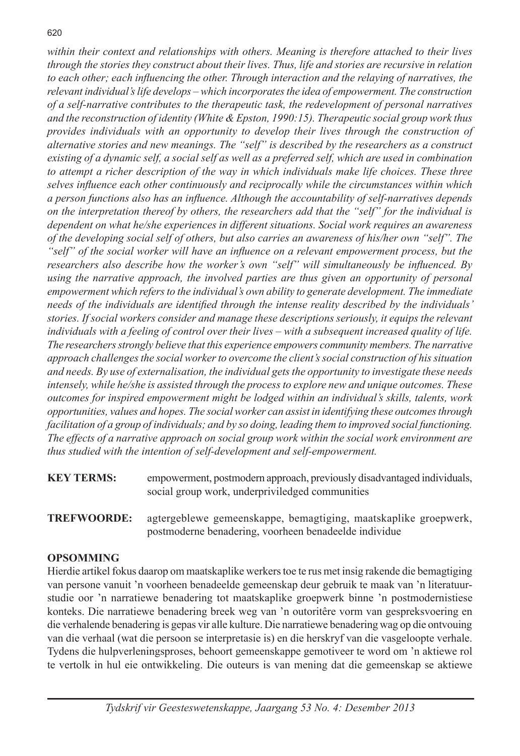*within their context and relationships with others. Meaning is therefore attached to their lives through the stories they construct about their lives. Thus, life and stories are recursive in relation to each other; each influencing the other. Through interaction and the relaying of narratives, the relevant individual's life develops – which incorporates the idea of empowerment. The construction of a self-narrative contributes to the therapeutic task, the redevelopment of personal narratives and the reconstruction of identity (White & Epston, 1990:15). Therapeutic social group work thus provides individuals with an opportunity to develop their lives through the construction of alternative stories and new meanings. The "self" is described by the researchers as a construct existing of a dynamic self, a social self as well as a preferred self, which are used in combination to attempt a richer description of the way in which individuals make life choices. These three selves influence each other continuously and reciprocally while the circumstances within which a person functions also has an influence. Although the accountability of self-narratives depends on the interpretation thereof by others, the researchers add that the "self" for the individual is dependent on what he/she experiences in different situations. Social work requires an awareness of the developing social self of others, but also carries an awareness of his/her own "self". The "self" of the social worker will have an influence on a relevant empowerment process, but the researchers also describe how the worker's own "self" will simultaneously be influenced. By using the narrative approach, the involved parties are thus given an opportunity of personal empowerment which refers to the individual's own ability to generate development. The immediate needs of the individuals are identified through the intense reality described by the individuals' stories. If social workers consider and manage these descriptions seriously, it equips the relevant individuals with a feeling of control over their lives – with a subsequent increased quality of life. The researchers strongly believe that this experience empowers community members. The narrative approach challenges the social worker to overcome the client's social construction of his situation and needs. By use of externalisation, the individual gets the opportunity to investigate these needs intensely, while he/she is assisted through the process to explore new and unique outcomes. These outcomes for inspired empowerment might be lodged within an individual's skills, talents, work opportunities, values and hopes. The social worker can assist in identifying these outcomes through facilitation of a group of individuals; and by so doing, leading them to improved social functioning. The effects of a narrative approach on social group work within the social work environment are thus studied with the intention of self-development and self-empowerment.*

**KEY TERMS:** empowerment, postmodern approach, previously disadvantaged individuals, social group work, underpriviledged communities

**TREFWOORDE:** agtergeblewe gemeenskappe, bemagtiging, maatskaplike groepwerk, postmoderne benadering, voorheen benadeelde individue

## OPSOMMING

Hierdie artikel fokus daarop om maatskaplike werkers toe te rus met insig rakende die bemagtiging van persone vanuit 'n voorheen benadeelde gemeenskap deur gebruik te maak van 'n literatuurstudie oor 'n narratiewe benadering tot maatskaplike groepwerk binne 'n postmodernistiese konteks. Die narratiewe benadering breek weg van 'n outoritêre vorm van gespreksvoering en die verhalende benadering is gepas vir alle kulture. Die narratiewe benadering wag op die ontvouing van die verhaal (wat die persoon se interpretasie is) en die herskryf van die vasgeloopte verhale. Tydens die hulpverleningsproses, behoort gemeenskappe gemotiveer te word om 'n aktiewe rol te vertolk in hul eie ontwikkeling. Die outeurs is van mening dat die gemeenskap se aktiewe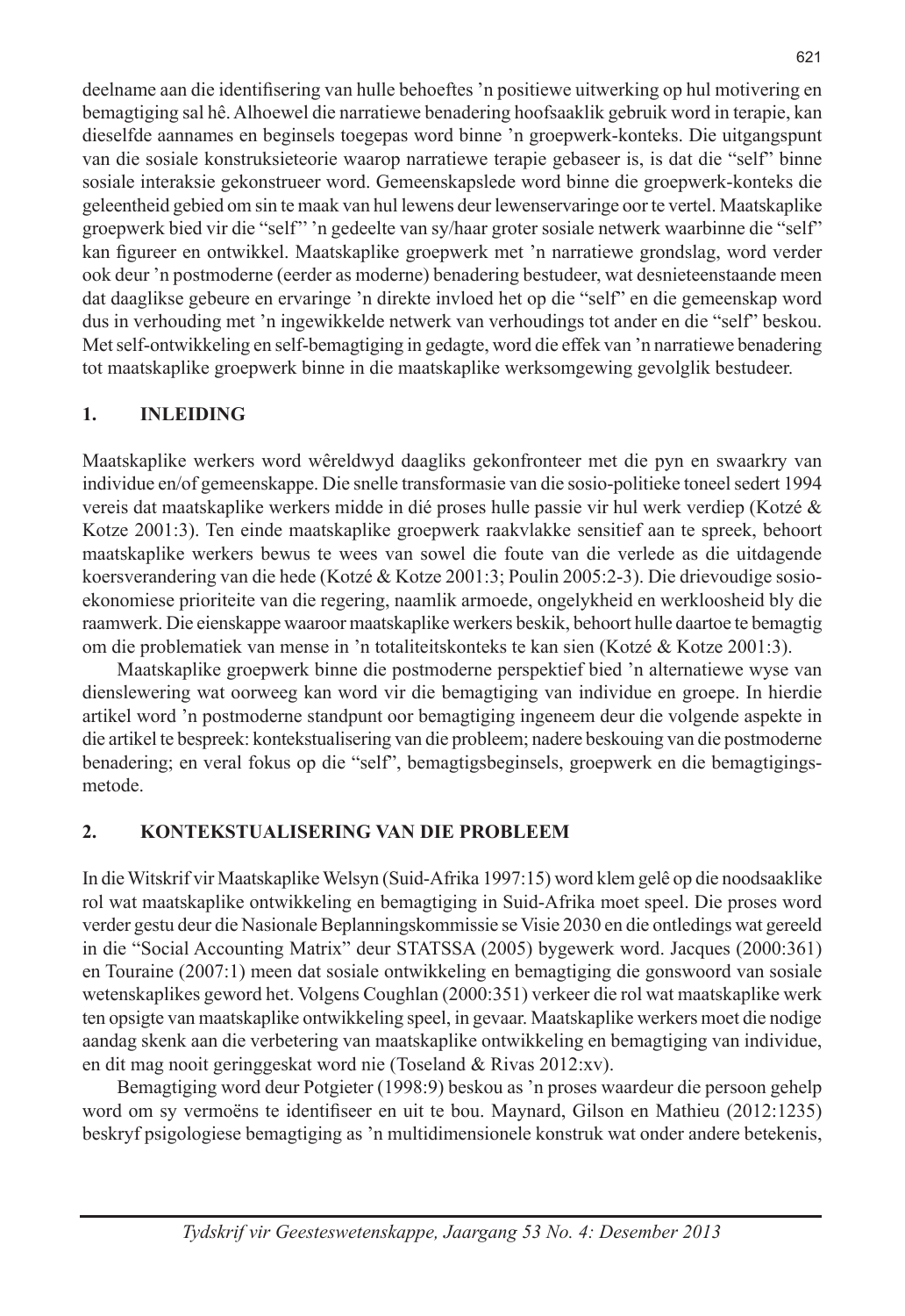deelname aan die identifisering van hulle behoeftes 'n positiewe uitwerking op hul motivering en bemagtiging sal hê. Alhoewel die narratiewe benadering hoofsaaklik gebruik word in terapie, kan dieselfde aannames en beginsels toegepas word binne 'n groepwerk-konteks. Die uitgangspunt van die sosiale konstruksieteorie waarop narratiewe terapie gebaseer is, is dat die "self" binne sosiale interaksie gekonstrueer word. Gemeenskapslede word binne die groepwerk-konteks die geleentheid gebied om sin te maak van hul lewens deur lewenservaringe oor te vertel. Maatskaplike groepwerk bied vir die "self" 'n gedeelte van sy/haar groter sosiale netwerk waarbinne die "self" kan figureer en ontwikkel. Maatskaplike groepwerk met 'n narratiewe grondslag, word verder ook deur 'n postmoderne (eerder as moderne) benadering bestudeer, wat desnieteenstaande meen dat daaglikse gebeure en ervaringe 'n direkte invloed het op die "self" en die gemeenskap word dus in verhouding met 'n ingewikkelde netwerk van verhoudings tot ander en die "self" beskou. Met self-ontwikkeling en self-bemagtiging in gedagte, word die effek van 'n narratiewe benadering tot maatskaplike groepwerk binne in die maatskaplike werksomgewing gevolglik bestudeer.

## 1. INLEIDING

Maatskaplike werkers word wêreldwyd daagliks gekonfronteer met die pyn en swaarkry van individue en/of gemeenskappe. Die snelle transformasie van die sosio-politieke toneel sedert 1994 vereis dat maatskaplike werkers midde in dié proses hulle passie vir hul werk verdiep (Kotzé & Kotze 2001:3). Ten einde maatskaplike groepwerk raakvlakke sensitief aan te spreek, behoort maatskaplike werkers bewus te wees van sowel die foute van die verlede as die uitdagende koersverandering van die hede (Kotzé & Kotze 2001:3; Poulin 2005:2-3). Die drievoudige sosio-ekonomiese prioriteite van die regering, naamlik armoede, ongelykheid en werkloosheid bly die raamwerk. Die eienskappe waaroor maatskaplike werkers beskik, behoort hulle daartoe te bemagtig om die problematiek van mense in 'n totaliteitskonteks te kan sien (Kotzé & Kotze 2001:3).

Maatskaplike groepwerk binne die postmoderne perspektief bied 'n alternatiewe wyse van dienslewering wat oorweeg kan word vir die bemagtiging van individue en groepe. In hierdie artikel word 'n postmoderne standpunt oor bemagtiging ingeneem deur die volgende aspekte in die artikel te bespreek: kontekstualisering van die probleem; nadere beskouing van die postmoderne benadering; en veral fokus op die "self", bemagtigsbeginsels, groepwerk en die bemagtigings-metode.

## 2. KONTEKSTUALISERING VAN DIE PROBLEEM

In die Witskrif vir Maatskaplike Welsyn (Suid-Afrika 1997:15) word klem gelê op die noodsaaklike rol wat maatskaplike ontwikkeling en bemagtiging in Suid-Afrika moet speel. Die proses word verder gestu deur die Nasionale Beplanningskommissie se Visie 2030 en die ontledings wat gereeld in die "Social Accounting Matrix" deur STATSSA (2005) bygewerk word. Jacques (2000:361) en Touraine (2007:1) meen dat sosiale ontwikkeling en bemagtiging die gonswoord van sosiale wetenskaplikes geword het. Volgens Coughlan (2000:351) verkeer die rol wat maatskaplike werk ten opsigte van maatskaplike ontwikkeling speel, in gevaar. Maatskaplike werkers moet die nodige aandag skenk aan die verbetering van maatskaplike ontwikkeling en bemagtiging van individue, en dit mag nooit geringgeskat word nie (Toseland & Rivas 2012:xv).

Bemagtiging word deur Potgieter (1998:9) beskou as 'n proses waardeur die persoon gehelp word om sy vermoëns te identifiseer en uit te bou. Maynard, Gilson en Mathieu (2012:1235) beskryf psigologiese bemagtiging as 'n multidimensionele konstruk wat onder andere betekenis,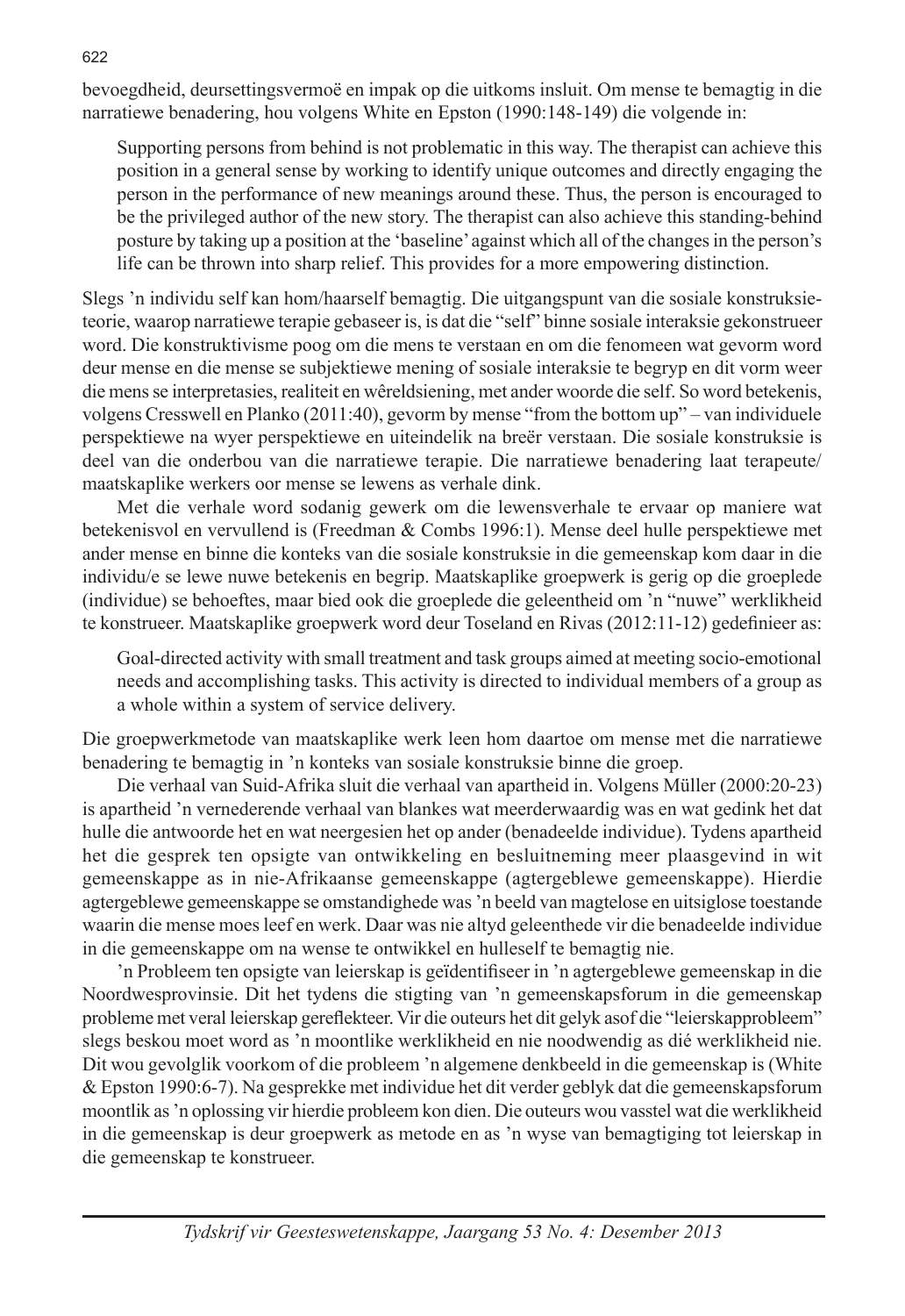bevoegdheid, deursettingsvermoë en impak op die uitkoms insluit. Om mense te bemagtig in die narratiewe benadering, hou volgens White en Epston (1990:148-149) die volgende in:

> Supporting persons from behind is not problematic in this way. The therapist can achieve this position in a general sense by working to identify unique outcomes and directly engaging the person in the performance of new meanings around these. Thus, the person is encouraged to be the privileged author of the new story. The therapist can also achieve this standing-behind posture by taking up a position at the 'baseline' against which all of the changes in the person's life can be thrown into sharp relief. This provides for a more empowering distinction.

Slegs 'n individu self kan hom/haarself bemagtig. Die uitgangspunt van die sosiale konstruksieteorie, waarop narratiewe terapie gebaseer is, is dat die "self" binne sosiale interaksie gekonstrueer word. Die konstruktivisme poog om die mens te verstaan en om die fenomeen wat gevorm word deur mense en die mense se subjektiewe mening of sosiale interaksie te begryp en dit vorm weer die mens se interpretasies, realiteit en wêreldsiening, met ander woorde die self. So word betekenis, volgens Cresswell en Planko (2011:40), gevorm by mense "from the bottom up" – van individuele perspektiewe na wyer perspektiewe en uiteindelik na breër verstaan. Die sosiale konstruksie is deel van die onderbou van die narratiewe terapie. Die narratiewe benadering laat terapeute/maatskaplike werkers oor mense se lewens as verhale dink.

Met die verhale word sodanig gewerk om die lewensverhale te ervaar op maniere wat betekenisvol en vervullend is (Freedman & Combs 1996:1). Mense deel hulle perspektiewe met ander mense en binne die konteks van die sosiale konstruksie in die gemeenskap kom daar in die individu/e se lewe nuwe betekenis en begrip. Maatskaplike groepwerk is gerig op die groeplede (individue) se behoeftes, maar bied ook die groeplede die geleentheid om 'n "nuwe" werklikheid te konstrueer. Maatskaplike groepwerk word deur Toseland en Rivas (2012:11-12) gedefinieer as:

> Goal-directed activity with small treatment and task groups aimed at meeting socio-emotional needs and accomplishing tasks. This activity is directed to individual members of a group as a whole within a system of service delivery.

Die groepwerkmetode van maatskaplike werk leen hom daartoe om mense met die narratiewe benadering te bemagtig in 'n konteks van sosiale konstruksie binne die groep.

Die verhaal van Suid-Afrika sluit die verhaal van apartheid in. Volgens Müller (2000:20-23) is apartheid 'n vernederende verhaal van blankes wat meerderwaardig was en wat gedink het dat hulle die antwoorde het en wat neergesien het op ander (benadeelde individue). Tydens apartheid het die gesprek ten opsigte van ontwikkeling en besluitneming meer plaasgevind in wit gemeenskappe as in nie-Afrikaanse gemeenskappe (agtergeblewe gemeenskappe). Hierdie agtergeblewe gemeenskappe se omstandighede was 'n beeld van magtelose en uitsiglose toestande waarin die mense moes leef en werk. Daar was nie altyd geleenthede vir die benadeelde individue in die gemeenskappe om na wense te ontwikkel en hulleself te bemagtig nie.

'n Probleem ten opsigte van leierskap is geïdentifiseer in 'n agtergeblewe gemeenskap in die Noordwesprovinsie. Dit het tydens die stigting van 'n gemeenskapsforum in die gemeenskap probleme met veral leierskap gereflekteer. Vir die outeurs het dit gelyk asof die "leierskapprobleem" slegs beskou moet word as 'n moontlike werklikheid en nie noodwendig as dié werklikheid nie. Dit wou gevolglik voorkom of die probleem 'n algemene denkbeeld in die gemeenskap is (White & Epston 1990:6-7). Na gesprekke met individue het dit verder geblyk dat die gemeenskapsforum moontlik as 'n oplossing vir hierdie probleem kon dien. Die outeurs wou vasstel wat die werklikheid in die gemeenskap is deur groepwerk as metode en as 'n wyse van bemagtiging tot leierskap in die gemeenskap te konstrueer.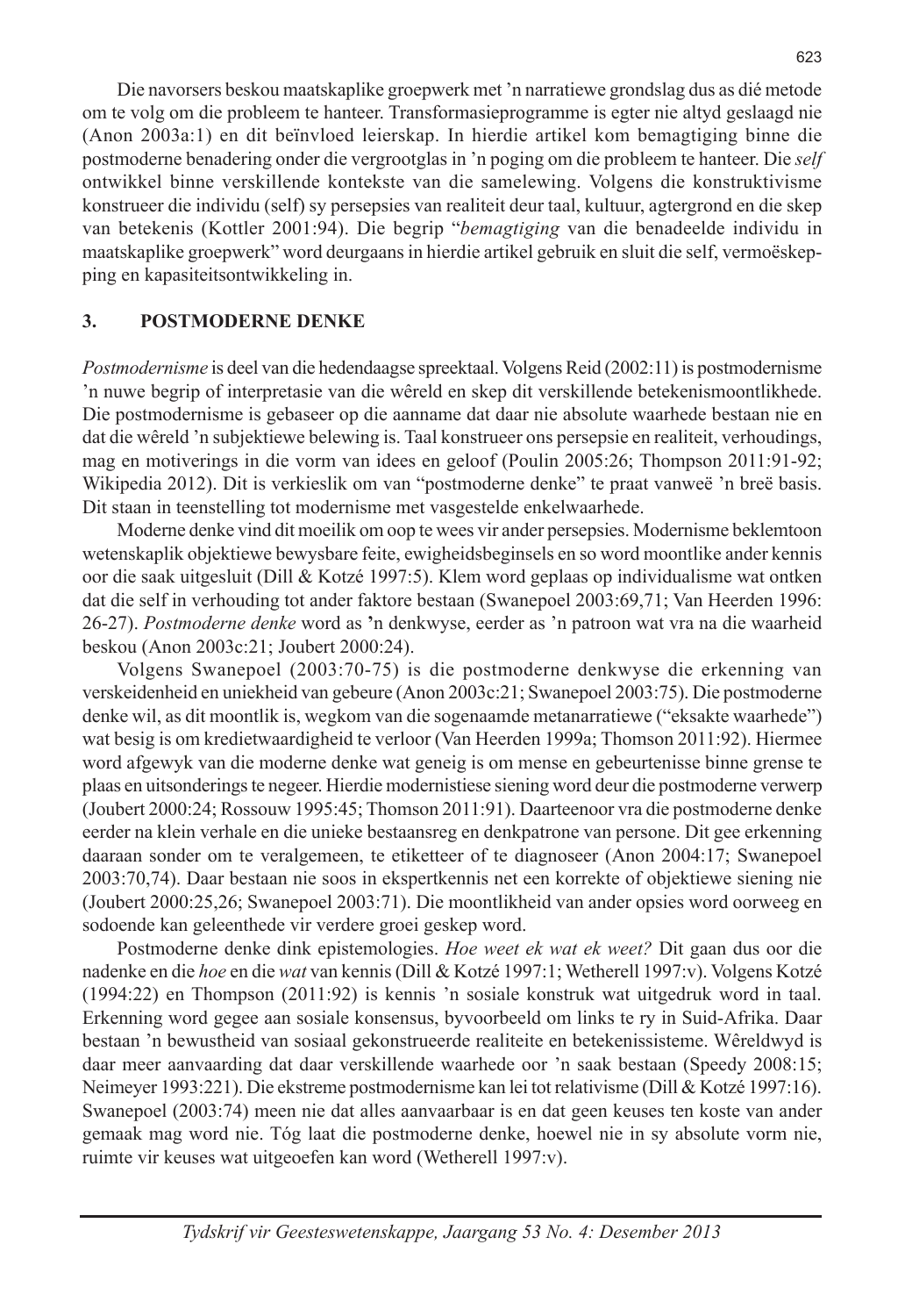Die navorsers beskou maatskaplike groepwerk met 'n narratiewe grondslag dus as dié metode om te volg om die probleem te hanteer. Transformasieprogramme is egter nie altyd geslaagd nie (Anon 2003a:1) en dit beïnvloed leierskap. In hierdie artikel kom bemagtiging binne die postmoderne benadering onder die vergrootglas in 'n poging om die probleem te hanteer. Die *self* ontwikkel binne verskillende kontekste van die samelewing. Volgens die konstruktivisme konstrueer die individu (self) sy persepsies van realiteit deur taal, kultuur, agtergrond en die skep van betekenis (Kottler 2001:94). Die begrip "*bemagtiging* van die benadeelde individu in maatskaplike groepwerk" word deurgaans in hierdie artikel gebruik en sluit die self, vermoëskepping en kapasiteitsontwikkeling in.

## 3. POSTMODERNE DENKE

*Postmodernisme* is deel van die hedendaagse spreektaal. Volgens Reid (2002:11) is postmodernisme 'n nuwe begrip of interpretasie van die wêreld en skep dit verskillende betekenismoontlikhede. Die postmodernisme is gebaseer op die aanname dat daar nie absolute waarhede bestaan nie en dat die wêreld 'n subjektiewe belewing is. Taal konstrueer ons persepsie en realiteit, verhoudings, mag en motiverings in die vorm van idees en geloof (Poulin 2005:26; Thompson 2011:91-92; Wikipedia 2012). Dit is verkieslik om van "postmoderne denke" te praat vanweë 'n breë basis. Dit staan in teenstelling tot modernisme met vasgestelde enkelwaarhede.

Moderne denke vind dit moeilik om oop te wees vir ander persepsies. Modernisme beklemtoon wetenskaplik objektiewe bewysbare feite, ewigheidsbeginsels en so word moontlike ander kennis oor die saak uitgesluit (Dill & Kotzé 1997:5). Klem word geplaas op individualisme wat ontken dat die self in verhouding tot ander faktore bestaan (Swanepoel 2003:69,71; Van Heerden 1996: 26-27). *Postmoderne denke* word as 'n denkwyse, eerder as 'n patroon wat vra na die waarheid beskou (Anon 2003c:21; Joubert 2000:24).

Volgens Swanepoel (2003:70-75) is die postmoderne denkwyse die erkenning van verskeidenheid en uniekheid van gebeure (Anon 2003c:21; Swanepoel 2003:75). Die postmoderne denke wil, as dit moontlik is, wegkom van die sogenaamde metanarratiewe ("eksakte waarhede") wat besig is om kredietwaardigheid te verloor (Van Heerden 1999a; Thomson 2011:92). Hiermee word afgewyk van die moderne denke wat geneig is om mense en gebeurtenisse binne grense te plaas en uitsonderings te negeer. Hierdie modernistiese siening word deur die postmoderne verwerp (Joubert 2000:24; Rossouw 1995:45; Thomson 2011:91). Daarteenoor vra die postmoderne denke eerder na klein verhale en die unieke bestaansreg en denkpatrone van persone. Dit gee erkenning daaraan sonder om te veralgemeen, te etiketteer of te diagnoseer (Anon 2004:17; Swanepoel 2003:70,74). Daar bestaan nie soos in ekspertkennis net een korrekte of objektiewe siening nie (Joubert 2000:25,26; Swanepoel 2003:71). Die moontlikheid van ander opsies word oorweeg en sodoende kan geleenthede vir verdere groei geskep word.

Postmoderne denke dink epistemologies. *Hoe weet ek wat ek weet?* Dit gaan dus oor die nadenke en die *hoe* en die *wat* van kennis (Dill & Kotzé 1997:1; Wetherell 1997:v). Volgens Kotzé (1994:22) en Thompson (2011:92) is kennis 'n sosiale konstruk wat uitgedruk word in taal. Erkenning word gegee aan sosiale konsensus, byvoorbeeld om links te ry in Suid-Afrika. Daar bestaan 'n bewustheid van sosiaal gekonstrueerde realiteite en betekenissisteme. Wêreldwyd is daar meer aanvaarding dat daar verskillende waarhede oor 'n saak bestaan (Speedy 2008:15; Neimeyer 1993:221). Die ekstreme postmodernisme kan lei tot relativisme (Dill & Kotzé 1997:16). Swanepoel (2003:74) meen nie dat alles aanvaarbaar is en dat geen keuses ten koste van ander gemaak mag word nie. Tóg laat die postmoderne denke, hoewel nie in sy absolute vorm nie, ruimte vir keuses wat uitgeoefen kan word (Wetherell 1997:v).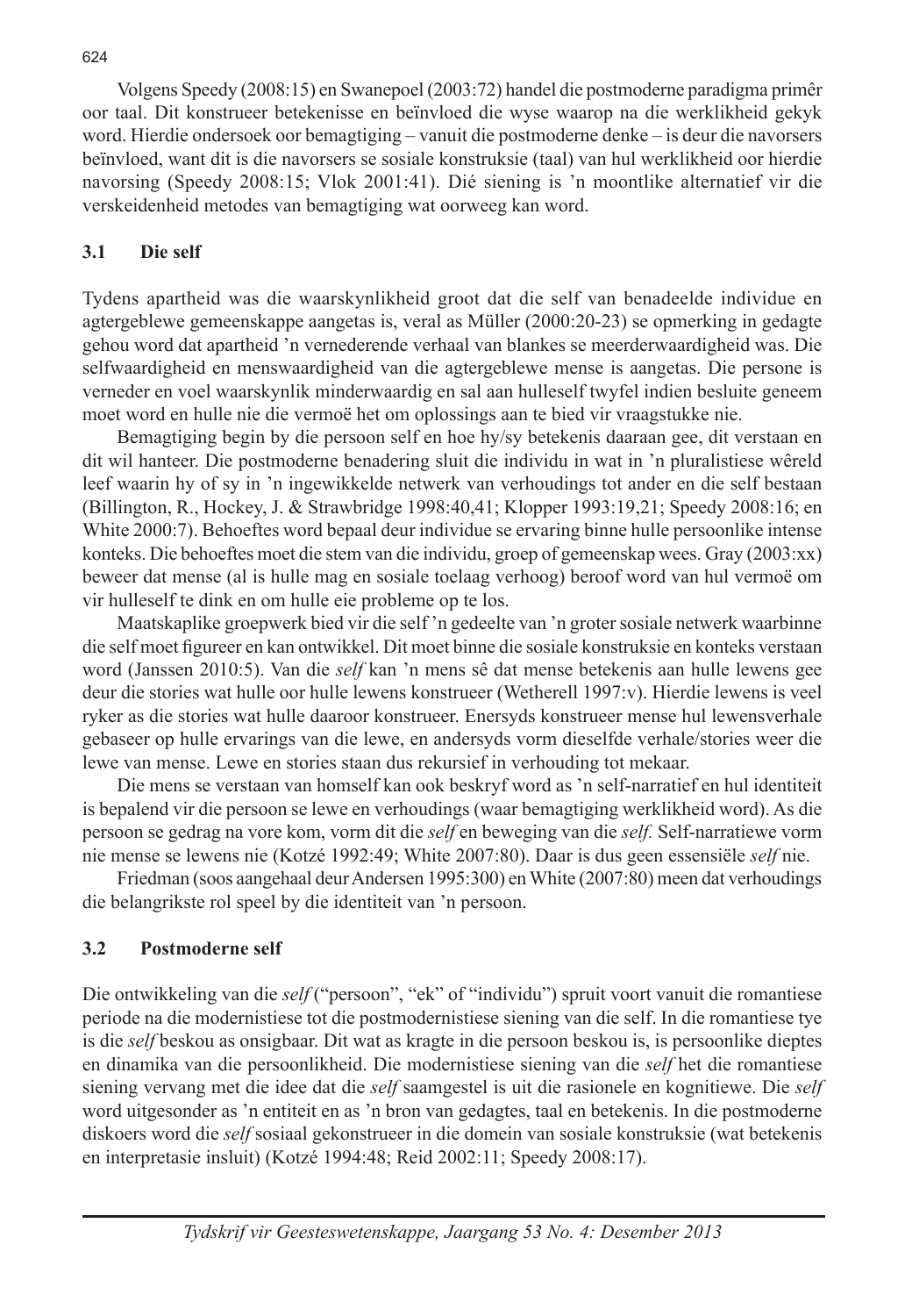Volgens Speedy (2008:15) en Swanepoel (2003:72) handel die postmoderne paradigma primêr oor taal. Dit konstrueer betekenisse en beïnvloed die wyse waarop na die werklikheid gekyk word. Hierdie ondersoek oor bemagtiging – vanuit die postmoderne denke – is deur die navorsers beïnvloed, want dit is die navorsers se sosiale konstruksie (taal) van hul werklikheid oor hierdie navorsing (Speedy 2008:15; Vlok 2001:41). Dié siening is 'n moontlike alternatief vir die verskeidenheid metodes van bemagtiging wat oorweeg kan word.

### 3.1 Die self

Tydens apartheid was die waarskynlikheid groot dat die self van benadeelde individue en agtergeblewe gemeenskappe aangetas is, veral as Müller (2000:20-23) se opmerking in gedagte gehou word dat apartheid 'n vernederende verhaal van blankes se meerderwaardigheid was. Die selfwaardigheid en menswaardigheid van die agtergeblewe mense is aangetas. Die persone is verneder en voel waarskynlik minderwaardig en sal aan hulleself twyfel indien besluite geneem moet word en hulle nie die vermoë het om oplossings aan te bied vir vraagstukke nie.

Bemagtiging begin by die persoon self en hoe hy/sy betekenis daaraan gee, dit verstaan en dit wil hanteer. Die postmoderne benadering sluit die individu in wat in 'n pluralistiese wêreld leef waarin hy of sy in 'n ingewikkelde netwerk van verhoudings tot ander en die self bestaan (Billington, R., Hockey, J. & Strawbridge 1998:40,41; Klopper 1993:19,21; Speedy 2008:16; en White 2000:7). Behoeftes word bepaal deur individue se ervaring binne hulle persoonlike intense konteks. Die behoeftes moet die stem van die individu, groep of gemeenskap wees. Gray (2003:xx) beweer dat mense (al is hulle mag en sosiale toelaag verhoog) beroof word van hul vermoë om vir hulleself te dink en om hulle eie probleme op te los.

Maatskaplike groepwerk bied vir die self 'n gedeelte van 'n groter sosiale netwerk waarbinne die self moet figureer en kan ontwikkel. Dit moet binne die sosiale konstruksie en konteks verstaan word (Janssen 2010:5). Van die *self* kan 'n mens sê dat mense betekenis aan hulle lewens gee deur die stories wat hulle oor hulle lewens konstrueer (Wetherell 1997:v). Hierdie lewens is veel ryker as die stories wat hulle daaroor konstrueer. Enersyds konstrueer mense hul lewensverhale gebaseer op hulle ervarings van die lewe, en andersyds vorm dieselfde verhale/stories weer die lewe van mense. Lewe en stories staan dus rekursief in verhouding tot mekaar.

Die mens se verstaan van homself kan ook beskryf word as 'n self-narratief en hul identiteit is bepalend vir die persoon se lewe en verhoudings (waar bemagtiging werklikheid word). As die persoon se gedrag na vore kom, vorm dit die *self* en beweging van die *self.* Self-narratiewe vorm nie mense se lewens nie (Kotzé 1992:49; White 2007:80). Daar is dus geen essensiële *self* nie.

Friedman (soos aangehaal deur Andersen 1995:300) en White (2007:80) meen dat verhoudings die belangrikste rol speel by die identiteit van 'n persoon.

### 3.2 Postmoderne self

Die ontwikkeling van die *self* ("persoon", "ek" of "individu") spruit voort vanuit die romantiese periode na die modernistiese tot die postmodernistiese siening van die self. In die romantiese tye is die *self* beskou as onsigbaar. Dit wat as kragte in die persoon beskou is, is persoonlike dieptes en dinamika van die persoonlikheid. Die modernistiese siening van die *self* het die romantiese siening vervang met die idee dat die *self* saamgestel is uit die rasionele en kognitiewe. Die *self* word uitgesonder as 'n entiteit en as 'n bron van gedagtes, taal en betekenis. In die postmoderne diskoers word die *self* sosiaal gekonstrueer in die domein van sosiale konstruksie (wat betekenis en interpretasie insluit) (Kotzé 1994:48; Reid 2002:11; Speedy 2008:17).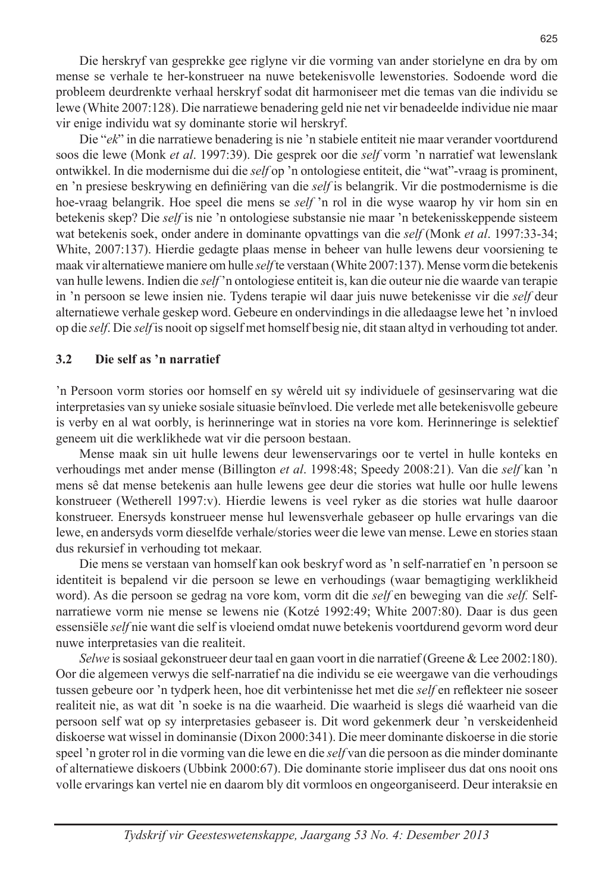Die herskryf van gesprekke gee riglyne vir die vorming van ander storielyne en dra by om mense se verhale te her-konstrueer na nuwe betekenisvolle lewenstories. Sodoende word die probleem deurdrenkte verhaal herskryf sodat dit harmoniseer met die temas van die individu se lewe (White 2007:128). Die narratiewe benadering geld nie net vir benadeelde individue nie maar vir enige individu wat sy dominante storie wil herskryf.

Die "*ek*" in die narratiewe benadering is nie 'n stabiele entiteit nie maar verander voortdurend soos die lewe (Monk *et al*. 1997:39). Die gesprek oor die *self* vorm 'n narratief wat lewenslank ontwikkel. In die modernisme dui die *self* op 'n ontologiese entiteit, die "wat"-vraag is prominent, en 'n presiese beskrywing en definiëring van die *self* is belangrik. Vir die postmodernisme is die hoe-vraag belangrik. Hoe speel die mens se *self* 'n rol in die wyse waarop hy vir hom sin en betekenis skep? Die *self* is nie 'n ontologiese substansie nie maar 'n betekenisskeppende sisteem wat betekenis soek, onder andere in dominante opvattings van die *self* (Monk *et al*. 1997:33-34; White, 2007:137). Hierdie gedagte plaas mense in beheer van hulle lewens deur voorsiening te maak vir alternatiewe maniere om hulle *self* te verstaan (White 2007:137). Mense vorm die betekenis van hulle lewens. Indien die *self* 'n ontologiese entiteit is, kan die outeur nie die waarde van terapie in 'n persoon se lewe insien nie. Tydens terapie wil daar juis nuwe betekenisse vir die *self* deur alternatiewe verhale geskep word. Gebeure en ondervindings in die alledaagse lewe het 'n invloed op die *self*. Die *self* is nooit op sigself met homself besig nie, dit staan altyd in verhouding tot ander.

### 3.2 Die self as 'n narratief

'n Persoon vorm stories oor homself en sy wêreld uit sy individuele of gesinservaring wat die interpretasies van sy unieke sosiale situasie beïnvloed. Die verlede met alle betekenisvolle gebeure is verby en al wat oorbly, is herinneringe wat in stories na vore kom. Herinneringe is selektief geneem uit die werklikhede wat vir die persoon bestaan.

Mense maak sin uit hulle lewens deur lewenservarings oor te vertel in hulle konteks en verhoudings met ander mense (Billington *et al*. 1998:48; Speedy 2008:21). Van die *self* kan 'n mens sê dat mense betekenis aan hulle lewens gee deur die stories wat hulle oor hulle lewens konstrueer (Wetherell 1997:v). Hierdie lewens is veel ryker as die stories wat hulle daaroor konstrueer. Enersyds konstrueer mense hul lewensverhale gebaseer op hulle ervarings van die lewe, en andersyds vorm dieselfde verhale/stories weer die lewe van mense. Lewe en stories staan dus rekursief in verhouding tot mekaar.

Die mens se verstaan van homself kan ook beskryf word as 'n self-narratief en 'n persoon se identiteit is bepalend vir die persoon se lewe en verhoudings (waar bemagtiging werklikheid word). As die persoon se gedrag na vore kom, vorm dit die *self* en beweging van die *self.* Self-narratiewe vorm nie mense se lewens nie (Kotzé 1992:49; White 2007:80). Daar is dus geen essensiële *self* nie want die self is vloeiend omdat nuwe betekenis voortdurend gevorm word deur nuwe interpretasies van die realiteit.

*Selwe* is sosiaal gekonstrueer deur taal en gaan voort in die narratief (Greene & Lee 2002:180). Oor die algemeen verwys die self-narratief na die individu se eie weergawe van die verhoudings tussen gebeure oor 'n tydperk heen, hoe dit verbintenisse het met die *self* en reflekteer nie soseer realiteit nie, as wat dit 'n soeke is na die waarheid. Die waarheid is slegs dié waarheid van die persoon self wat op sy interpretasies gebaseer is. Dit word gekenmerk deur 'n verskeidenheid diskoerse wat wissel in dominansie (Dixon 2000:341). Die meer dominante diskoerse in die storie speel 'n groter rol in die vorming van die lewe en die *self* van die persoon as die minder dominante of alternatiewe diskoers (Ubbink 2000:67). Die dominante storie impliseer dus dat ons nooit ons volle ervarings kan vertel nie en daarom bly dit vormloos en ongeorganiseerd. Deur interaksie en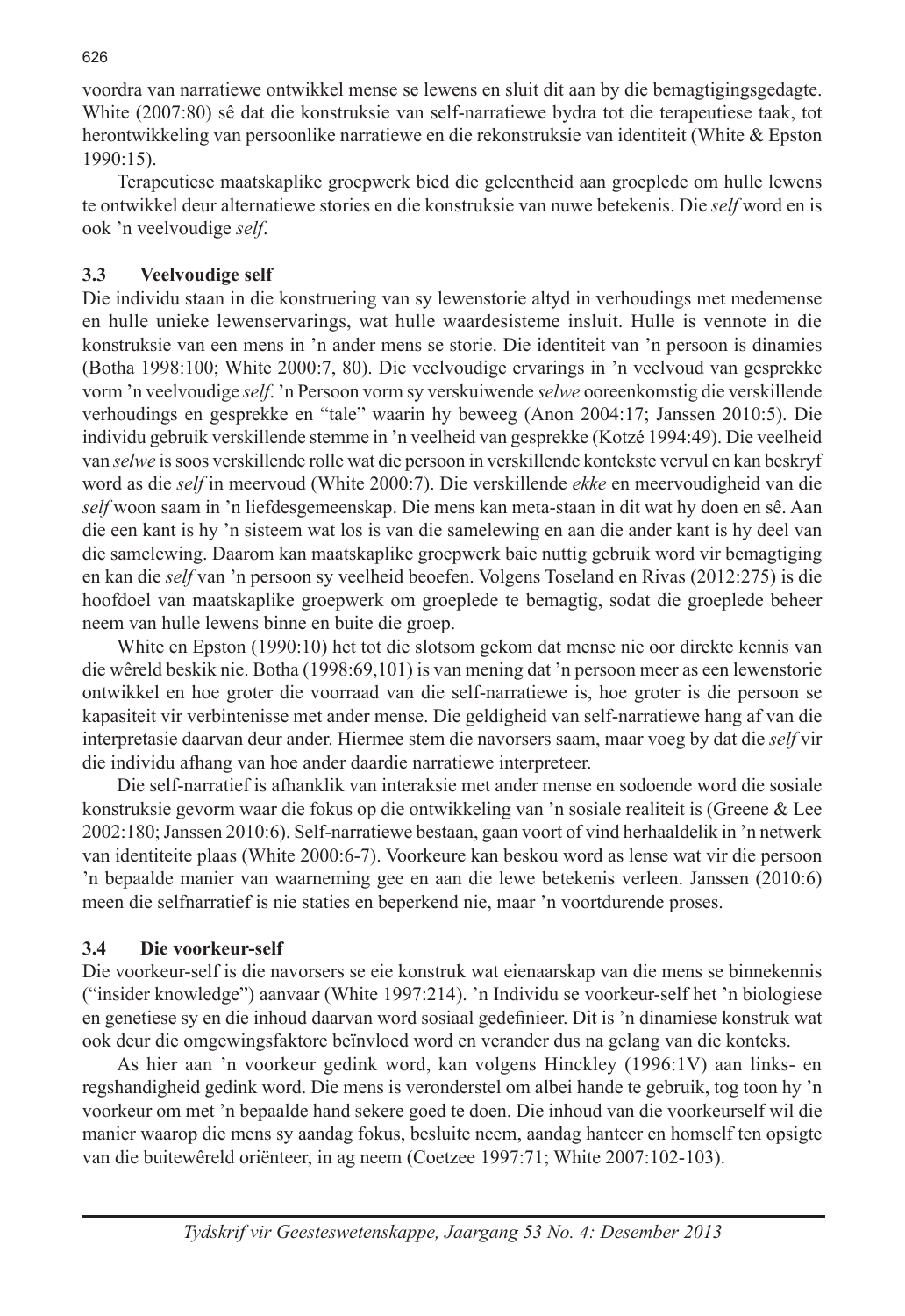voordra van narratiewe ontwikkel mense se lewens en sluit dit aan by die bemagtigingsgedagte. White (2007:80) sê dat die konstruksie van self-narratiewe bydra tot die terapeutiese taak, tot herontwikkeling van persoonlike narratiewe en die rekonstruksie van identiteit (White & Epston 1990:15).

Terapeutiese maatskaplike groepwerk bied die geleentheid aan groeplede om hulle lewens te ontwikkel deur alternatiewe stories en die konstruksie van nuwe betekenis. Die *self* word en is ook 'n veelvoudige *self*.

### 3.3 Veelvoudige self

Die individu staan in die konstruering van sy lewenstorie altyd in verhoudings met medemense en hulle unieke lewenservarings, wat hulle waardesisteme insluit. Hulle is vennote in die konstruksie van een mens in 'n ander mens se storie. Die identiteit van 'n persoon is dinamies (Botha 1998:100; White 2000:7, 80). Die veelvoudige ervarings in 'n veelvoud van gesprekke vorm 'n veelvoudige *self*. 'n Persoon vorm sy verskuiwende *selwe* ooreenkomstig die verskillende verhoudings en gesprekke en "tale" waarin hy beweeg (Anon 2004:17; Janssen 2010:5). Die individu gebruik verskillende stemme in 'n veelheid van gesprekke (Kotzé 1994:49). Die veelheid van *selwe* is soos verskillende rolle wat die persoon in verskillende kontekste vervul en kan beskryf word as die *self* in meervoud (White 2000:7). Die verskillende *ekke* en meervoudigheid van die *self* woon saam in 'n liefdesgemeenskap. Die mens kan meta-staan in dit wat hy doen en sê. Aan die een kant is hy 'n sisteem wat los is van die samelewing en aan die ander kant is hy deel van die samelewing. Daarom kan maatskaplike groepwerk baie nuttig gebruik word vir bemagtiging en kan die *self* van 'n persoon sy veelheid beoefen. Volgens Toseland en Rivas (2012:275) is die hoofdoel van maatskaplike groepwerk om groeplede te bemagtig, sodat die groeplede beheer neem van hulle lewens binne en buite die groep.

White en Epston (1990:10) het tot die slotsom gekom dat mense nie oor direkte kennis van die wêreld beskik nie. Botha (1998:69,101) is van mening dat 'n persoon meer as een lewenstorie ontwikkel en hoe groter die voorraad van die self-narratiewe is, hoe groter is die persoon se kapasiteit vir verbintenisse met ander mense. Die geldigheid van self-narratiewe hang af van die interpretasie daarvan deur ander. Hiermee stem die navorsers saam, maar voeg by dat die *self* vir die individu afhang van hoe ander daardie narratiewe interpreteer.

Die self-narratief is afhanklik van interaksie met ander mense en sodoende word die sosiale konstruksie gevorm waar die fokus op die ontwikkeling van 'n sosiale realiteit is (Greene & Lee 2002:180; Janssen 2010:6). Self-narratiewe bestaan, gaan voort of vind herhaaldelik in 'n netwerk van identiteite plaas (White 2000:6-7). Voorkeure kan beskou word as lense wat vir die persoon 'n bepaalde manier van waarneming gee en aan die lewe betekenis verleen. Janssen (2010:6) meen die selfnarratief is nie staties en beperkend nie, maar 'n voortdurende proses.

### 3.4 Die voorkeur-self

Die voorkeur-self is die navorsers se eie konstruk wat eienaarskap van die mens se binnekennis ("insider knowledge") aanvaar (White 1997:214). 'n Individu se voorkeur-self het 'n biologiese en genetiese sy en die inhoud daarvan word sosiaal gedefinieer. Dit is 'n dinamiese konstruk wat ook deur die omgewingsfaktore beïnvloed word en verander dus na gelang van die konteks.

As hier aan 'n voorkeur gedink word, kan volgens Hinckley (1996:1V) aan links- en regshandigheid gedink word. Die mens is veronderstel om albei hande te gebruik, tog toon hy 'n voorkeur om met 'n bepaalde hand sekere goed te doen. Die inhoud van die voorkeurself wil die manier waarop die mens sy aandag fokus, besluite neem, aandag hanteer en homself ten opsigte van die buitewêreld oriënteer, in ag neem (Coetzee 1997:71; White 2007:102-103).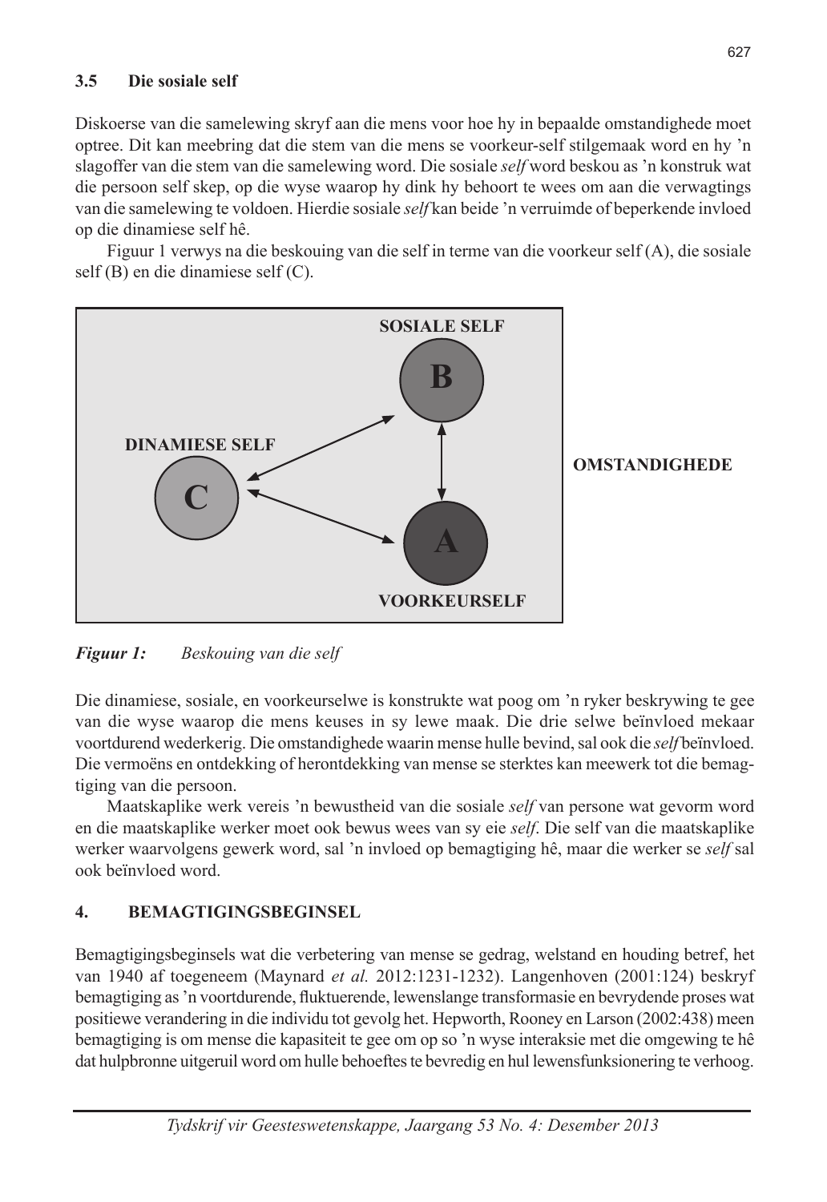### 3.5 Die sosiale self

Diskoerse van die samelewing skryf aan die mens voor hoe hy in bepaalde omstandighede moet optree. Dit kan meebring dat die stem van die mens se voorkeur-self stilgemaak word en hy 'n slagoffer van die stem van die samelewing word. Die sosiale *self* word beskou as 'n konstruk wat die persoon self skep, op die wyse waarop hy dink hy behoort te wees om aan die verwagtings van die samelewing te voldoen. Hierdie sosiale *self* kan beide 'n verruimde of beperkende invloed op die dinamiese self hê.

Figuur 1 verwys na die beskouing van die self in terme van die voorkeur self (A), die sosiale self (B) en die dinamiese self (C).

***Figuur 1:*** *Beskouing van die self*

Die dinamiese, sosiale, en voorkeurselwe is konstrukte wat poog om 'n ryker beskrywing te gee van die wyse waarop die mens keuses in sy lewe maak. Die drie selwe beïnvloed mekaar voortdurend wederkerig. Die omstandighede waarin mense hulle bevind, sal ook die *self* beïnvloed. Die vermoëns en ontdekking of herontdekking van mense se sterktes kan meewerk tot die bemagtiging van die persoon.

Maatskaplike werk vereis 'n bewustheid van die sosiale *self* van persone wat gevorm word en die maatskaplike werker moet ook bewus wees van sy eie *self*. Die self van die maatskaplike werker waarvolgens gewerk word, sal 'n invloed op bemagtiging hê, maar die werker se *self* sal ook beïnvloed word.

## 4. BEMAGTIGINGSBEGINSEL

Bemagtigingsbeginsels wat die verbetering van mense se gedrag, welstand en houding betref, het van 1940 af toegeneem (Maynard *et al.* 2012:1231-1232). Langenhoven (2001:124) beskryf bemagtiging as 'n voortdurende, fluktuerende, lewenslange transformasie en bevrydende proses wat positiewe verandering in die individu tot gevolg het. Hepworth, Rooney en Larson (2002:438) meen bemagtiging is om mense die kapasiteit te gee om op so 'n wyse interaksie met die omgewing te hê dat hulpbronne uitgeruil word om hulle behoeftes te bevredig en hul lewensfunksionering te verhoog.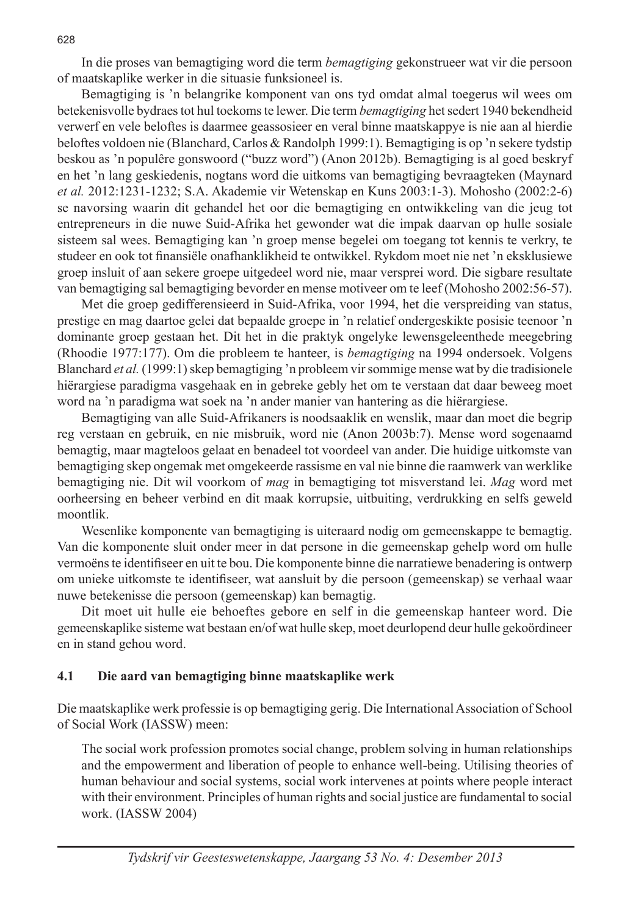In die proses van bemagtiging word die term *bemagtiging* gekonstrueer wat vir die persoon of maatskaplike werker in die situasie funksioneel is.

Bemagtiging is 'n belangrike komponent van ons tyd omdat almal toegerus wil wees om betekenisvolle bydraes tot hul toekoms te lewer. Die term *bemagtiging* het sedert 1940 bekendheid verwerf en vele beloftes is daarmee geassosieer en veral binne maatskappye is nie aan al hierdie beloftes voldoen nie (Blanchard, Carlos & Randolph 1999:1). Bemagtiging is op 'n sekere tydstip beskou as 'n populêre gonswoord ("buzz word") (Anon 2012b). Bemagtiging is al goed beskryf en het 'n lang geskiedenis, nogtans word die uitkoms van bemagtiging bevraagteken (Maynard *et al.* 2012:1231-1232; S.A. Akademie vir Wetenskap en Kuns 2003:1-3). Mohosho (2002:2-6) se navorsing waarin dit gehandel het oor die bemagtiging en ontwikkeling van die jeug tot entrepreneurs in die nuwe Suid-Afrika het gewonder wat die impak daarvan op hulle sosiale sisteem sal wees. Bemagtiging kan 'n groep mense begelei om toegang tot kennis te verkry, te studeer en ook tot finansiële onafhanklikheid te ontwikkel. Rykdom moet nie net 'n eksklusiewe groep insluit of aan sekere groepe uitgedeel word nie, maar versprei word. Die sigbare resultate van bemagtiging sal bemagtiging bevorder en mense motiveer om te leef (Mohosho 2002:56-57).

Met die groep gedifferensieerd in Suid-Afrika, voor 1994, het die verspreiding van status, prestige en mag daartoe gelei dat bepaalde groepe in 'n relatief ondergeskikte posisie teenoor 'n dominante groep gestaan het. Dit het in die praktyk ongelyke lewensgeleenthede meegebring (Rhoodie 1977:177). Om die probleem te hanteer, is *bemagtiging* na 1994 ondersoek. Volgens Blanchard *et al.* (1999:1) skep bemagtiging 'n probleem vir sommige mense wat by die tradisionele hiërargiese paradigma vasgehaak en in gebreke gebly het om te verstaan dat daar beweeg moet word na 'n paradigma wat soek na 'n ander manier van hantering as die hiërargiese.

Bemagtiging van alle Suid-Afrikaners is noodsaaklik en wenslik, maar dan moet die begrip reg verstaan en gebruik, en nie misbruik, word nie (Anon 2003b:7). Mense word sogenaamd bemagtig, maar magteloos gelaat en benadeel tot voordeel van ander. Die huidige uitkomste van bemagtiging skep ongemak met omgekeerde rassisme en val nie binne die raamwerk van werklike bemagtiging nie. Dit wil voorkom of *mag* in bemagtiging tot misverstand lei. *Mag* word met oorheersing en beheer verbind en dit maak korrupsie, uitbuiting, verdrukking en selfs geweld moontlik.

Wesenlike komponente van bemagtiging is uiteraard nodig om gemeenskappe te bemagtig. Van die komponente sluit onder meer in dat persone in die gemeenskap gehelp word om hulle vermoëns te identifiseer en uit te bou. Die komponente binne die narratiewe benadering is ontwerp om unieke uitkomste te identifiseer, wat aansluit by die persoon (gemeenskap) se verhaal waar nuwe betekenisse die persoon (gemeenskap) kan bemagtig.

Dit moet uit hulle eie behoeftes gebore en self in die gemeenskap hanteer word. Die gemeenskaplike sisteme wat bestaan en/of wat hulle skep, moet deurlopend deur hulle gekoördineer en in stand gehou word.

### 4.1 Die aard van bemagtiging binne maatskaplike werk

Die maatskaplike werk professie is op bemagtiging gerig. Die International Association of School of Social Work (IASSW) meen:

> The social work profession promotes social change, problem solving in human relationships and the empowerment and liberation of people to enhance well-being. Utilising theories of human behaviour and social systems, social work intervenes at points where people interact with their environment. Principles of human rights and social justice are fundamental to social work. (IASSW 2004)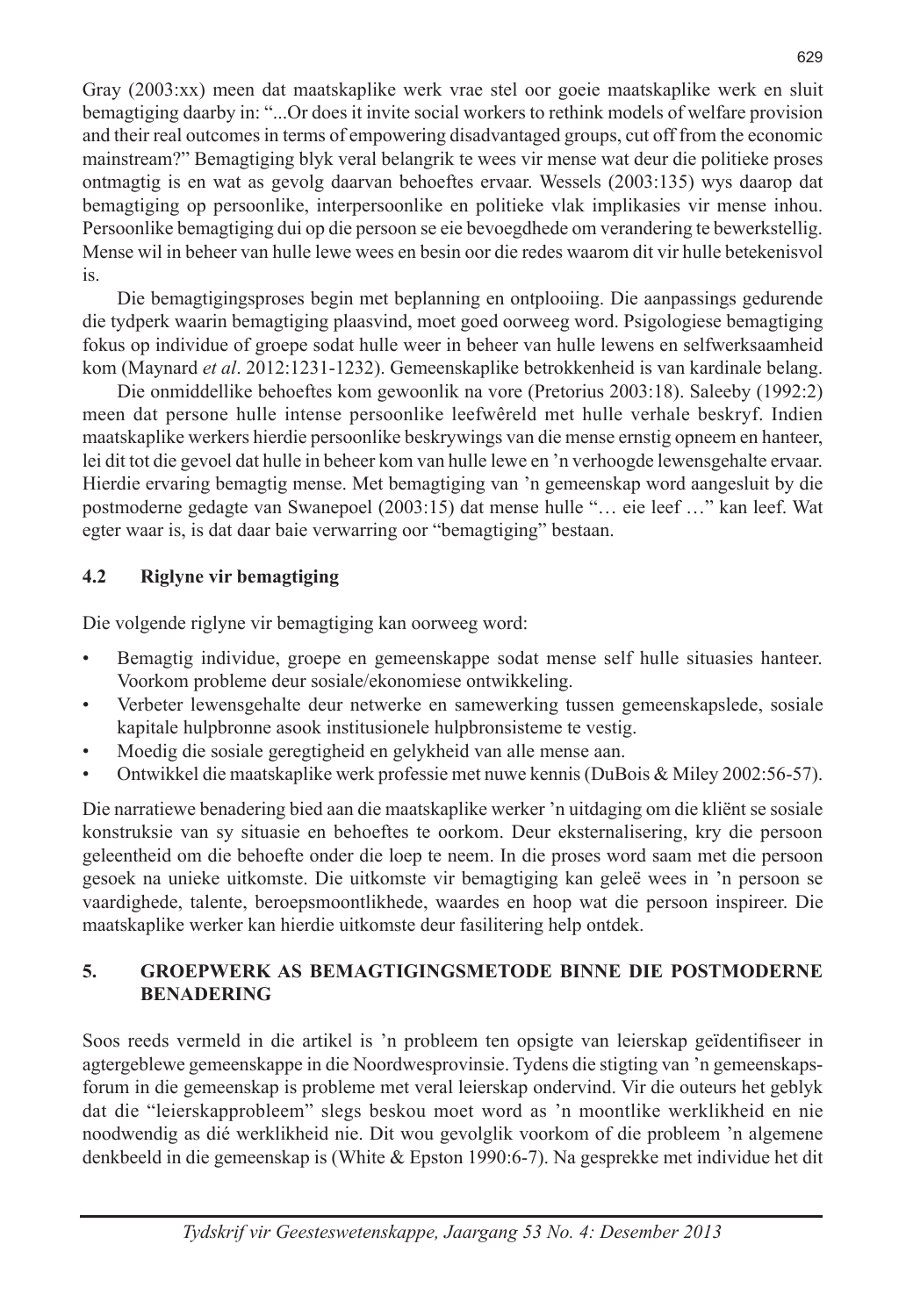Gray (2003:xx) meen dat maatskaplike werk vrae stel oor goeie maatskaplike werk en sluit bemagtiging daarby in: "...Or does it invite social workers to rethink models of welfare provision and their real outcomes in terms of empowering disadvantaged groups, cut off from the economic mainstream?" Bemagtiging blyk veral belangrik te wees vir mense wat deur die politieke proses ontmagtig is en wat as gevolg daarvan behoeftes ervaar. Wessels (2003:135) wys daarop dat bemagtiging op persoonlike, interpersoonlike en politieke vlak implikasies vir mense inhou. Persoonlike bemagtiging dui op die persoon se eie bevoegdhede om verandering te bewerkstellig. Mense wil in beheer van hulle lewe wees en besin oor die redes waarom dit vir hulle betekenisvol is.

Die bemagtigingsproses begin met beplanning en ontplooiing. Die aanpassings gedurende die tydperk waarin bemagtiging plaasvind, moet goed oorweeg word. Psigologiese bemagtiging fokus op individue of groepe sodat hulle weer in beheer van hulle lewens en selfwerksaamheid kom (Maynard *et al*. 2012:1231-1232). Gemeenskaplike betrokkenheid is van kardinale belang.

Die onmiddellike behoeftes kom gewoonlik na vore (Pretorius 2003:18). Saleeby (1992:2) meen dat persone hulle intense persoonlike leefwêreld met hulle verhale beskryf. Indien maatskaplike werkers hierdie persoonlike beskrywings van die mense ernstig opneem en hanteer, lei dit tot die gevoel dat hulle in beheer kom van hulle lewe en 'n verhoogde lewensgehalte ervaar. Hierdie ervaring bemagtig mense. Met bemagtiging van 'n gemeenskap word aangesluit by die postmoderne gedagte van Swanepoel (2003:15) dat mense hulle "… eie leef …" kan leef. Wat egter waar is, is dat daar baie verwarring oor "bemagtiging" bestaan.

### 4.2 Riglyne vir bemagtiging

Die volgende riglyne vir bemagtiging kan oorweeg word:

- Bemagtig individue, groepe en gemeenskappe sodat mense self hulle situasies hanteer. Voorkom probleme deur sosiale/ekonomiese ontwikkeling.
- Verbeter lewensgehalte deur netwerke en samewerking tussen gemeenskapslede, sosiale kapitale hulpbronne asook institusionele hulpbronsisteme te vestig.
- Moedig die sosiale geregtigheid en gelykheid van alle mense aan.
- Ontwikkel die maatskaplike werk professie met nuwe kennis (DuBois & Miley 2002:56-57).

Die narratiewe benadering bied aan die maatskaplike werker 'n uitdaging om die kliënt se sosiale konstruksie van sy situasie en behoeftes te oorkom. Deur eksternalisering, kry die persoon geleentheid om die behoefte onder die loep te neem. In die proses word saam met die persoon gesoek na unieke uitkomste. Die uitkomste vir bemagtiging kan geleë wees in 'n persoon se vaardighede, talente, beroepsmoontlikhede, waardes en hoop wat die persoon inspireer. Die maatskaplike werker kan hierdie uitkomste deur fasilitering help ontdek.

## 5. GROEPWERK AS BEMAGTIGINGSMETODE BINNE DIE POSTMODERNE BENADERING

Soos reeds vermeld in die artikel is 'n probleem ten opsigte van leierskap geïdentifiseer in agtergeblewe gemeenskappe in die Noordwesprovinsie. Tydens die stigting van 'n gemeenskapsforum in die gemeenskap is probleme met veral leierskap ondervind. Vir die outeurs het geblyk dat die "leierskapprobleem" slegs beskou moet word as 'n moontlike werklikheid en nie noodwendig as dié werklikheid nie. Dit wou gevolglik voorkom of die probleem 'n algemene denkbeeld in die gemeenskap is (White & Epston 1990:6-7). Na gesprekke met individue het dit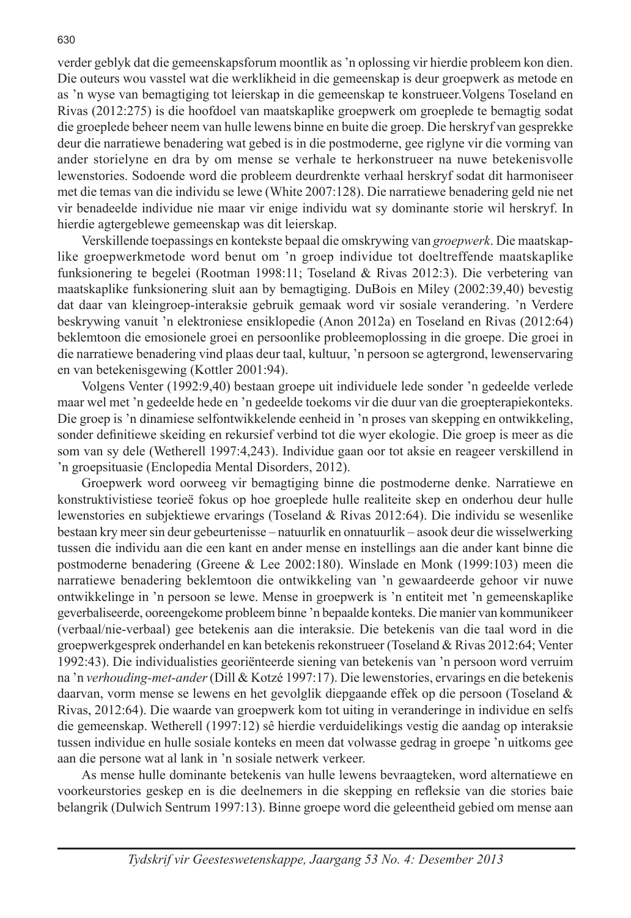verder geblyk dat die gemeenskapsforum moontlik as 'n oplossing vir hierdie probleem kon dien. Die outeurs wou vasstel wat die werklikheid in die gemeenskap is deur groepwerk as metode en as 'n wyse van bemagtiging tot leierskap in die gemeenskap te konstrueer. Volgens Toseland en Rivas (2012:275) is die hoofdoel van maatskaplike groepwerk om groeplede te bemagtig sodat die groeplede beheer neem van hulle lewens binne en buite die groep. Die herskryf van gesprekke deur die narratiewe benadering wat gebed is in die postmoderne, gee riglyne vir die vorming van ander storielyne en dra by om mense se verhale te herkonstrueer na nuwe betekenisvolle lewenstories. Sodoende word die probleem deurdrenkte verhaal herskryf sodat dit harmoniseer met die temas van die individu se lewe (White 2007:128). Die narratiewe benadering geld nie net vir benadeelde individue nie maar vir enige individu wat sy dominante storie wil herskryf. In hierdie agtergeblewe gemeenskap was dit leierskap.

Verskillende toepassings en kontekste bepaal die omskrywing van *groepwerk*. Die maatskaplike groepwerkmetode word benut om 'n groep individue tot doeltreffende maatskaplike funksionering te begelei (Rootman 1998:11; Toseland & Rivas 2012:3). Die verbetering van maatskaplike funksionering sluit aan by bemagtiging. DuBois en Miley (2002:39,40) bevestig dat daar van kleingroep-interaksie gebruik gemaak word vir sosiale verandering. 'n Verdere beskrywing vanuit 'n elektroniese ensiklopedie (Anon 2012a) en Toseland en Rivas (2012:64) beklemtoon die emosionele groei en persoonlike probleemoplossing in die groepe. Die groei in die narratiewe benadering vind plaas deur taal, kultuur, 'n persoon se agtergrond, lewenservaring en van betekenisgewing (Kottler 2001:94).

Volgens Venter (1992:9,40) bestaan groepe uit individuele lede sonder 'n gedeelde verlede maar wel met 'n gedeelde hede en 'n gedeelde toekoms vir die duur van die groepterapiekonteks. Die groep is 'n dinamiese selfontwikkelende eenheid in 'n proses van skepping en ontwikkeling, sonder definitiewe skeiding en rekursief verbind tot die wyer ekologie. Die groep is meer as die som van sy dele (Wetherell 1997:4,243). Individue gaan oor tot aksie en reageer verskillend in 'n groepsituasie (Enclopedia Mental Disorders, 2012).

Groepwerk word oorweeg vir bemagtiging binne die postmoderne denke. Narratiewe en konstruktivistiese teorieë fokus op hoe groeplede hulle realiteite skep en onderhou deur hulle lewenstories en subjektiewe ervarings (Toseland & Rivas 2012:64). Die individu se wesenlike bestaan kry meer sin deur gebeurtenisse – natuurlik en onnatuurlik – asook deur die wisselwerking tussen die individu aan die een kant en ander mense en instellings aan die ander kant binne die postmoderne benadering (Greene & Lee 2002:180). Winslade en Monk (1999:103) meen die narratiewe benadering beklemtoon die ontwikkeling van 'n gewaardeerde gehoor vir nuwe ontwikkelinge in 'n persoon se lewe. Mense in groepwerk is 'n entiteit met 'n gemeenskaplike geverbaliseerde, ooreengekome probleem binne 'n bepaalde konteks. Die manier van kommunikeer (verbaal/nie-verbaal) gee betekenis aan die interaksie. Die betekenis van die taal word in die groepwerkgesprek onderhandel en kan betekenis rekonstrueer (Toseland & Rivas 2012:64; Venter 1992:43). Die individualisties georiënteerde siening van betekenis van 'n persoon word verruim na 'n *verhouding-met-ander* (Dill & Kotzé 1997:17). Die lewenstories, ervarings en die betekenis daarvan, vorm mense se lewens en het gevolglik diepgaande effek op die persoon (Toseland & Rivas, 2012:64). Die waarde van groepwerk kom tot uiting in veranderinge in individue en selfs die gemeenskap. Wetherell (1997:12) sê hierdie verduidelikings vestig die aandag op interaksie tussen individue en hulle sosiale konteks en meen dat volwasse gedrag in groepe 'n uitkoms gee aan die persone wat al lank in 'n sosiale netwerk verkeer.

As mense hulle dominante betekenis van hulle lewens bevraagteken, word alternatiewe en voorkeurstories geskep en is die deelnemers in die skepping en refleksie van die stories baie belangrik (Dulwich Sentrum 1997:13). Binne groepe word die geleentheid gebied om mense aan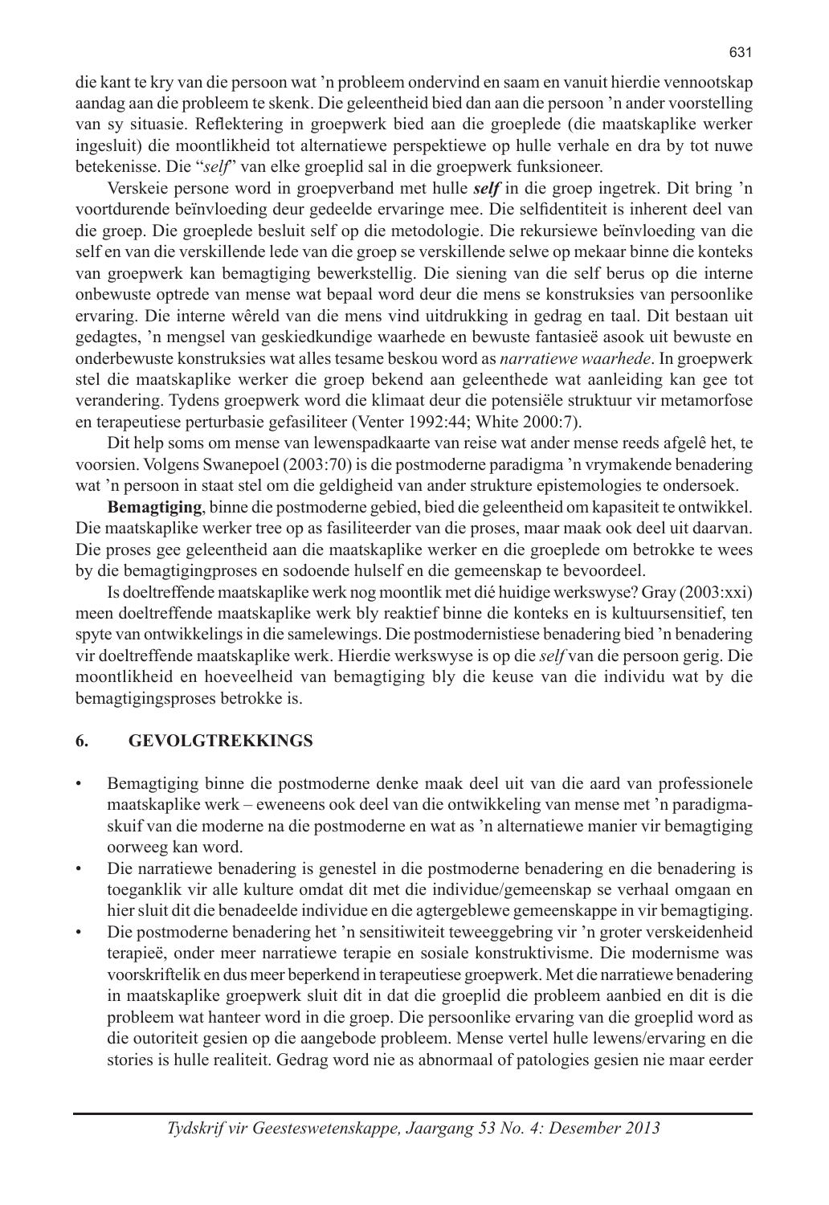die kant te kry van die persoon wat 'n probleem ondervind en saam en vanuit hierdie vennootskap aandag aan die probleem te skenk. Die geleentheid bied dan aan die persoon 'n ander voorstelling van sy situasie. Reflektering in groepwerk bied aan die groeplede (die maatskaplike werker ingesluit) die moontlikheid tot alternatiewe perspektiewe op hulle verhale en dra by tot nuwe betekenisse. Die "*self*" van elke groeplid sal in die groepwerk funksioneer.

Verskeie persone word in groepverband met hulle ***self*** in die groep ingetrek. Dit bring 'n voortdurende beïnvloeding deur gedeelde ervaringe mee. Die selfidentiteit is inherent deel van die groep. Die groeplede besluit self op die metodologie. Die rekursiewe beïnvloeding van die self en van die verskillende lede van die groep se verskillende selwe op mekaar binne die konteks van groepwerk kan bemagtiging bewerkstellig. Die siening van die self berus op die interne onbewuste optrede van mense wat bepaal word deur die mens se konstruksies van persoonlike ervaring. Die interne wêreld van die mens vind uitdrukking in gedrag en taal. Dit bestaan uit gedagtes, 'n mengsel van geskiedkundige waarhede en bewuste fantasieë asook uit bewuste en onderbewuste konstruksies wat alles tesame beskou word as *narratiewe waarhede*. In groepwerk stel die maatskaplike werker die groep bekend aan geleenthede wat aanleiding kan gee tot verandering. Tydens groepwerk word die klimaat deur die potensiële struktuur vir metamorfose en terapeutiese perturbasie gefasiliteer (Venter 1992:44; White 2000:7).

Dit help soms om mense van lewenspadkaarte van reise wat ander mense reeds afgelê het, te voorsien. Volgens Swanepoel (2003:70) is die postmoderne paradigma 'n vrymakende benadering wat 'n persoon in staat stel om die geldigheid van ander strukture epistemologies te ondersoek.

**Bemagtiging**, binne die postmoderne gebied, bied die geleentheid om kapasiteit te ontwikkel. Die maatskaplike werker tree op as fasiliteerder van die proses, maar maak ook deel uit daarvan. Die proses gee geleentheid aan die maatskaplike werker en die groeplede om betrokke te wees by die bemagtigingproses en sodoende hulself en die gemeenskap te bevoordeel.

Is doeltreffende maatskaplike werk nog moontlik met dié huidige werkswyse? Gray (2003:xxi) meen doeltreffende maatskaplike werk bly reaktief binne die konteks en is kultuursensitief, ten spyte van ontwikkelings in die samelewings. Die postmodernistiese benadering bied 'n benadering vir doeltreffende maatskaplike werk. Hierdie werkswyse is op die *self* van die persoon gerig. Die moontlikheid en hoeveelheid van bemagtiging bly die keuse van die individu wat by die bemagtigingsproses betrokke is.

## 6. GEVOLGTREKKINGS

- Bemagtiging binne die postmoderne denke maak deel uit van die aard van professionele maatskaplike werk – eweneens ook deel van die ontwikkeling van mense met 'n paradigmaskuif van die moderne na die postmoderne en wat as 'n alternatiewe manier vir bemagtiging oorweeg kan word.
- Die narratiewe benadering is genestel in die postmoderne benadering en die benadering is toeganklik vir alle kulture omdat dit met die individue/gemeenskap se verhaal omgaan en hier sluit dit die benadeelde individue en die agtergeblewe gemeenskappe in vir bemagtiging.
- Die postmoderne benadering het 'n sensitiwiteit teweeggebring vir 'n groter verskeidenheid terapieë, onder meer narratiewe terapie en sosiale konstruktivisme. Die modernisme was voorskriftelik en dus meer beperkend in terapeutiese groepwerk. Met die narratiewe benadering in maatskaplike groepwerk sluit dit in dat die groeplid die probleem aanbied en dit is die probleem wat hanteer word in die groep. Die persoonlike ervaring van die groeplid word as die outoriteit gesien op die aangebode probleem. Mense vertel hulle lewens/ervaring en die stories is hulle realiteit. Gedrag word nie as abnormaal of patologies gesien nie maar eerder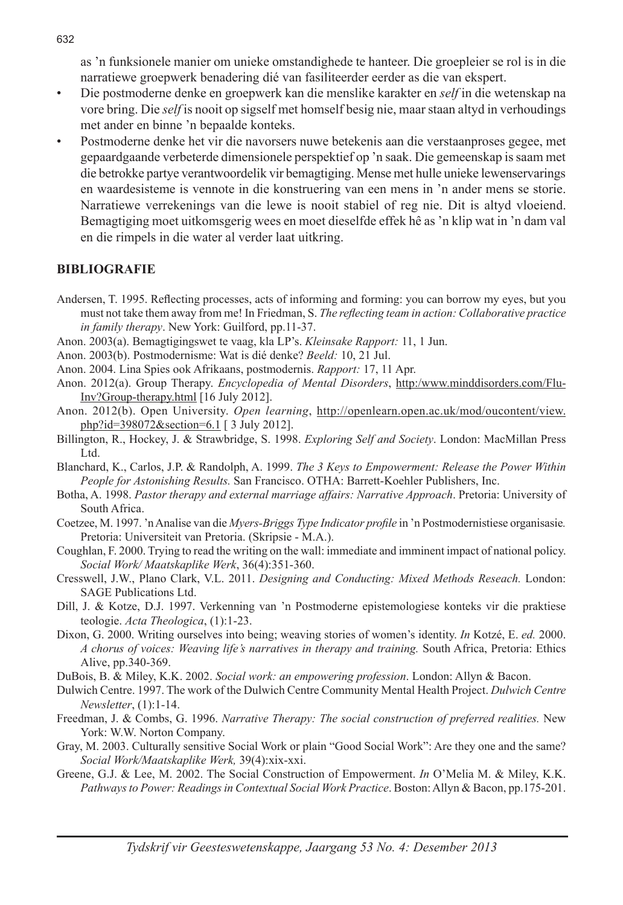as 'n funksionele manier om unieke omstandighede te hanteer. Die groepleier se rol is in die narratiewe groepwerk benadering dié van fasiliteerder eerder as die van ekspert.

- Die postmoderne denke en groepwerk kan die menslike karakter en *self* in die wetenskap na vore bring. Die *self* is nooit op sigself met homself besig nie, maar staan altyd in verhoudings met ander en binne 'n bepaalde konteks.
- Postmoderne denke het vir die navorsers nuwe betekenis aan die verstaanproses gegee, met gepaardgaande verbeterde dimensionele perspektief op 'n saak. Die gemeenskap is saam met die betrokke partye verantwoordelik vir bemagtiging. Mense met hulle unieke lewenservarings en waardesisteme is vennote in die konstruering van een mens in 'n ander mens se storie. Narratiewe verrekenings van die lewe is nooit stabiel of reg nie. Dit is altyd vloeiend. Bemagtiging moet uitkomsgerig wees en moet dieselfde effek hê as 'n klip wat in 'n dam val en die rimpels in die water al verder laat uitkring.

## BIBLIOGRAFIE

Andersen, T. 1995. Reflecting processes, acts of informing and forming: you can borrow my eyes, but you must not take them away from me! In Friedman, S. *The reflecting team in action: Collaborative practice in family therapy*. New York: Guilford, pp.11-37.

Anon. 2003(a). Bemagtigingswet te vaag, kla LP's. *Kleinsake Rapport:* 11, 1 Jun.

Anon. 2003(b). Postmodernisme: Wat is dié denke? *Beeld:* 10, 21 Jul.

Anon. 2004. Lina Spies ook Afrikaans, postmodernis. *Rapport:* 17, 11 Apr.

Anon. 2012(a). Group Therapy. *Encyclopedia of Mental Disorders*, http:/www.minddisorders.com/Flu-Inv?Group-therapy.html [16 July 2012].

Anon. 2012(b). Open University. *Open learning*, http://openlearn.open.ac.uk/mod/oucontent/view.php?id=398072&section=6.1 [ 3 July 2012].

Billington, R., Hockey, J. & Strawbridge, S. 1998. *Exploring Self and Society*. London: MacMillan Press Ltd.

Blanchard, K., Carlos, J.P. & Randolph, A. 1999. *The 3 Keys to Empowerment: Release the Power Within People for Astonishing Results.* San Francisco. OTHA: Barrett-Koehler Publishers, Inc.

Botha, A. 1998. *Pastor therapy and external marriage affairs: Narrative Approach*. Pretoria: University of South Africa.

Coetzee, M. 1997. 'n Analise van die *Myers-Briggs Type Indicator profile* in 'n Postmodernistiese organisasie*.* Pretoria: Universiteit van Pretoria. (Skripsie - M.A.).

Coughlan, F. 2000. Trying to read the writing on the wall: immediate and imminent impact of national policy. *Social Work/ Maatskaplike Werk*, 36(4):351-360.

Cresswell, J.W., Plano Clark, V.L. 2011. *Designing and Conducting: Mixed Methods Reseach.* London: SAGE Publications Ltd.

Dill, J. & Kotze, D.J. 1997. Verkenning van 'n Postmoderne epistemologiese konteks vir die praktiese teologie. *Acta Theologica*, (1):1-23.

Dixon, G. 2000. Writing ourselves into being; weaving stories of women's identity. *In* Kotzé, E. *ed.* 2000. *A chorus of voices: Weaving life's narratives in therapy and training.* South Africa, Pretoria: Ethics Alive, pp.340-369.

DuBois, B. & Miley, K.K. 2002. *Social work: an empowering profession*. London: Allyn & Bacon.

Dulwich Centre. 1997. The work of the Dulwich Centre Community Mental Health Project. *Dulwich Centre Newsletter*, (1):1-14.

Freedman, J. & Combs, G. 1996. *Narrative Therapy: The social construction of preferred realities.* New York: W.W. Norton Company.

Gray, M. 2003. Culturally sensitive Social Work or plain "Good Social Work": Are they one and the same? *Social Work/Maatskaplike Werk,* 39(4):xix-xxi.

Greene, G.J. & Lee, M. 2002. The Social Construction of Empowerment. *In* O'Melia M. & Miley, K.K. *Pathways to Power: Readings in Contextual Social Work Practice*. Boston: Allyn & Bacon, pp.175-201.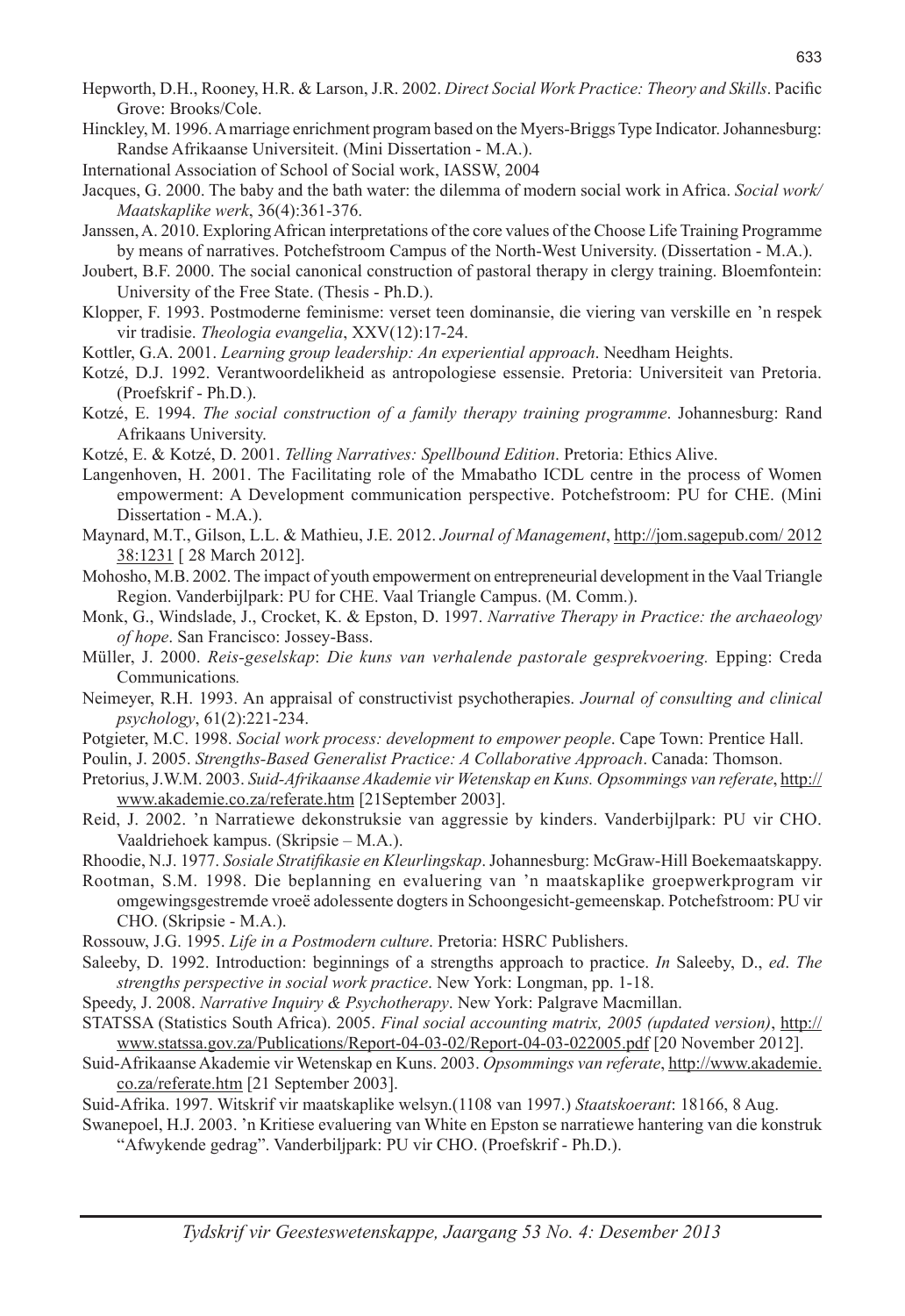Hepworth, D.H., Rooney, H.R. & Larson, J.R. 2002. *Direct Social Work Practice: Theory and Skills*. Pacific Grove: Brooks/Cole.

Hinckley, M. 1996. A marriage enrichment program based on the Myers-Briggs Type Indicator. Johannesburg: Randse Afrikaanse Universiteit. (Mini Dissertation - M.A.).

International Association of School of Social work, IASSW, 2004

Jacques, G. 2000. The baby and the bath water: the dilemma of modern social work in Africa. *Social work/ Maatskaplike werk*, 36(4):361-376.

Janssen, A. 2010. Exploring African interpretations of the core values of the Choose Life Training Programme by means of narratives. Potchefstroom Campus of the North-West University. (Dissertation - M.A.).

Joubert, B.F. 2000. The social canonical construction of pastoral therapy in clergy training. Bloemfontein: University of the Free State. (Thesis - Ph.D.).

Klopper, F. 1993. Postmoderne feminisme: verset teen dominansie, die viering van verskille en 'n respek vir tradisie. *Theologia evangelia*, XXV(12):17-24.

Kottler, G.A. 2001. *Learning group leadership: An experiential approach*. Needham Heights.

Kotzé, D.J. 1992. Verantwoordelikheid as antropologiese essensie. Pretoria: Universiteit van Pretoria. (Proefskrif - Ph.D.).

Kotzé, E. 1994. *The social construction of a family therapy training programme*. Johannesburg: Rand Afrikaans University.

Kotzé, E. & Kotzé, D. 2001. *Telling Narratives: Spellbound Edition*. Pretoria: Ethics Alive.

Langenhoven, H. 2001. The Facilitating role of the Mmabatho ICDL centre in the process of Women empowerment: A Development communication perspective. Potchefstroom: PU for CHE. (Mini Dissertation - M.A.).

Maynard, M.T., Gilson, L.L. & Mathieu, J.E. 2012. *Journal of Management*, http://jom.sagepub.com/ 2012 38:1231 [ 28 March 2012].

Mohosho, M.B. 2002. The impact of youth empowerment on entrepreneurial development in the Vaal Triangle Region. Vanderbijlpark: PU for CHE. Vaal Triangle Campus. (M. Comm.).

Monk, G., Windslade, J., Crocket, K. & Epston, D. 1997. *Narrative Therapy in Practice: the archaeology of hope*. San Francisco: Jossey-Bass.

Müller, J. 2000. *Reis-geselskap*: *Die kuns van verhalende pastorale gesprekvoering.* Epping: Creda Communications*.*

Neimeyer, R.H. 1993. An appraisal of constructivist psychotherapies. *Journal of consulting and clinical psychology*, 61(2):221-234.

Potgieter, M.C. 1998. *Social work process: development to empower people*. Cape Town: Prentice Hall.

Poulin, J. 2005. *Strengths-Based Generalist Practice: A Collaborative Approach*. Canada: Thomson.

Pretorius, J.W.M. 2003. *Suid-Afrikaanse Akademie vir Wetenskap en Kuns. Opsommings van referate*, http://www.akademie.co.za/referate.htm [21September 2003].

Reid, J. 2002. 'n Narratiewe dekonstruksie van aggressie by kinders. Vanderbijlpark: PU vir CHO. Vaaldriehoek kampus. (Skripsie – M.A.).

Rhoodie, N.J. 1977. *Sosiale Stratifikasie en Kleurlingskap*. Johannesburg: McGraw-Hill Boekemaatskappy.

Rootman, S.M. 1998. Die beplanning en evaluering van 'n maatskaplike groepwerkprogram vir omgewingsgestremde vroeë adolessente dogters in Schoongesicht-gemeenskap. Potchefstroom: PU vir CHO. (Skripsie - M.A.).

Rossouw, J.G. 1995. *Life in a Postmodern culture*. Pretoria: HSRC Publishers.

Saleeby, D. 1992. Introduction: beginnings of a strengths approach to practice. *In* Saleeby, D., *ed*. *The strengths perspective in social work practice*. New York: Longman, pp. 1-18.

Speedy, J. 2008. *Narrative Inquiry & Psychotherapy*. New York: Palgrave Macmillan.

STATSSA (Statistics South Africa). 2005. *Final social accounting matrix, 2005 (updated version)*, http://www.statssa.gov.za/Publications/Report-04-03-02/Report-04-03-022005.pdf [20 November 2012].

Suid-Afrikaanse Akademie vir Wetenskap en Kuns. 2003. *Opsommings van referate*, http://www.akademie.co.za/referate.htm [21 September 2003].

Suid-Afrika. 1997. Witskrif vir maatskaplike welsyn.(1108 van 1997.) *Staatskoerant*: 18166, 8 Aug.

Swanepoel, H.J. 2003. 'n Kritiese evaluering van White en Epston se narratiewe hantering van die konstruk "Afwykende gedrag". Vanderbiljpark: PU vir CHO. (Proefskrif - Ph.D.).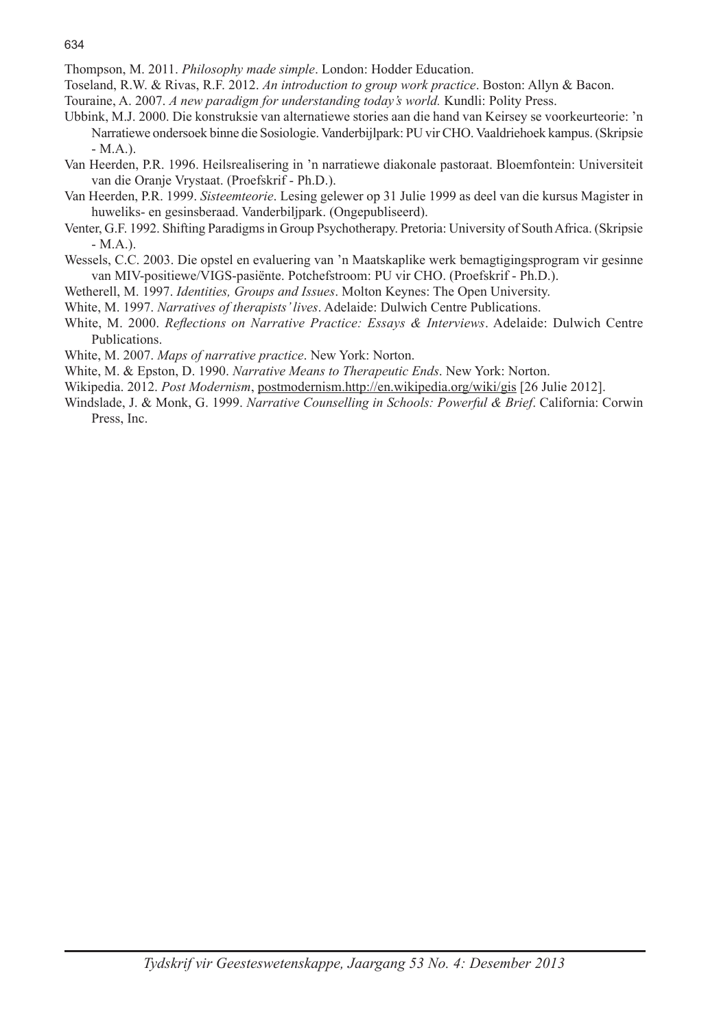Thompson, M. 2011. *Philosophy made simple*. London: Hodder Education.

Toseland, R.W. & Rivas, R.F. 2012. *An introduction to group work practice*. Boston: Allyn & Bacon.

Touraine, A. 2007. *A new paradigm for understanding today's world.* Kundli: Polity Press.

Ubbink, M.J. 2000. Die konstruksie van alternatiewe stories aan die hand van Keirsey se voorkeurteorie: 'n Narratiewe ondersoek binne die Sosiologie. Vanderbijlpark: PU vir CHO. Vaaldriehoek kampus. (Skripsie - M.A.).

Van Heerden, P.R. 1996. Heilsrealisering in 'n narratiewe diakonale pastoraat. Bloemfontein: Universiteit van die Oranje Vrystaat. (Proefskrif - Ph.D.).

Van Heerden, P.R. 1999. *Sisteemteorie*. Lesing gelewer op 31 Julie 1999 as deel van die kursus Magister in huweliks- en gesinsberaad. Vanderbiljpark. (Ongepubliseerd).

Venter, G.F. 1992. Shifting Paradigms in Group Psychotherapy. Pretoria: University of South Africa. (Skripsie - M.A.).

Wessels, C.C. 2003. Die opstel en evaluering van 'n Maatskaplike werk bemagtigingsprogram vir gesinne van MIV-positiewe/VIGS-pasiënte. Potchefstroom: PU vir CHO. (Proefskrif - Ph.D.).

Wetherell, M. 1997. *Identities, Groups and Issues*. Molton Keynes: The Open University.

White, M. 1997. *Narratives of therapists' lives*. Adelaide: Dulwich Centre Publications.

White, M. 2000. *Reflections on Narrative Practice: Essays & Interviews*. Adelaide: Dulwich Centre Publications.

White, M. 2007. *Maps of narrative practice*. New York: Norton.

White, M. & Epston, D. 1990. *Narrative Means to Therapeutic Ends*. New York: Norton.

Wikipedia. 2012. *Post Modernism*, postmodernism.http://en.wikipedia.org/wiki/gis [26 Julie 2012].

Windslade, J. & Monk, G. 1999. *Narrative Counselling in Schools: Powerful & Brief*. California: Corwin Press, Inc.